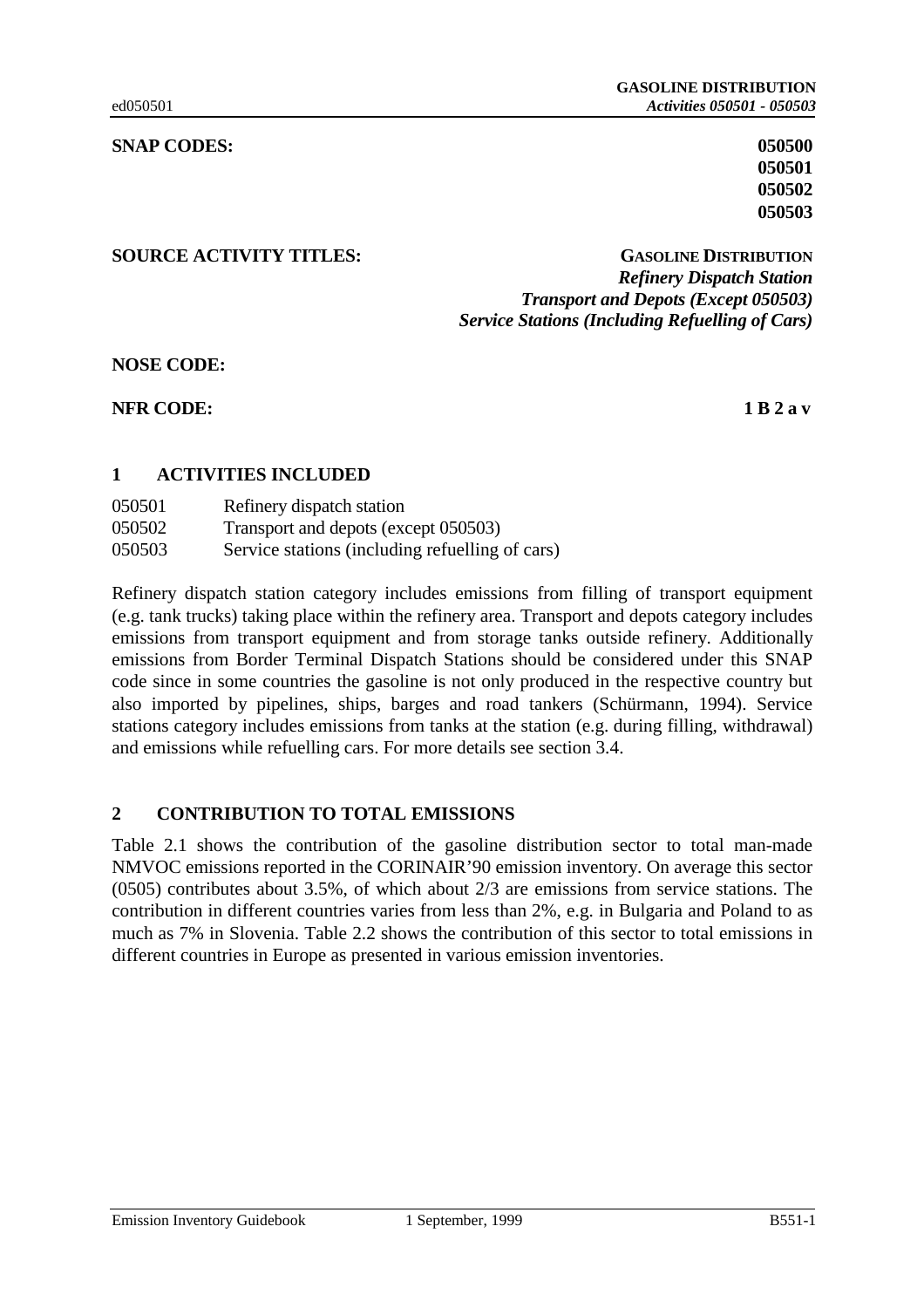**SNAP CODES:** **050500**
**050501**
**050502**
**050503**

**SOURCE ACTIVITY TITLES:** **GASOLINE DISTRIBUTION**
***Refinery Dispatch Station***
***Transport and Depots (Except 050503)***
***Service Stations (Including Refuelling of Cars)***

**NOSE CODE:**

**NFR CODE:** **1 B 2 a v**

## 1 ACTIVITIES INCLUDED

050501 Refinery dispatch station
050502 Transport and depots (except 050503)
050503 Service stations (including refuelling of cars)

Refinery dispatch station category includes emissions from filling of transport equipment (e.g. tank trucks) taking place within the refinery area. Transport and depots category includes emissions from transport equipment and from storage tanks outside refinery. Additionally emissions from Border Terminal Dispatch Stations should be considered under this SNAP code since in some countries the gasoline is not only produced in the respective country but also imported by pipelines, ships, barges and road tankers (Schürmann, 1994). Service stations category includes emissions from tanks at the station (e.g. during filling, withdrawal) and emissions while refuelling cars. For more details see section 3.4.

## 2 CONTRIBUTION TO TOTAL EMISSIONS

Table 2.1 shows the contribution of the gasoline distribution sector to total man-made NMVOC emissions reported in the CORINAIR'90 emission inventory. On average this sector (0505) contributes about 3.5%, of which about 2/3 are emissions from service stations. The contribution in different countries varies from less than 2%, e.g. in Bulgaria and Poland to as much as 7% in Slovenia. Table 2.2 shows the contribution of this sector to total emissions in different countries in Europe as presented in various emission inventories.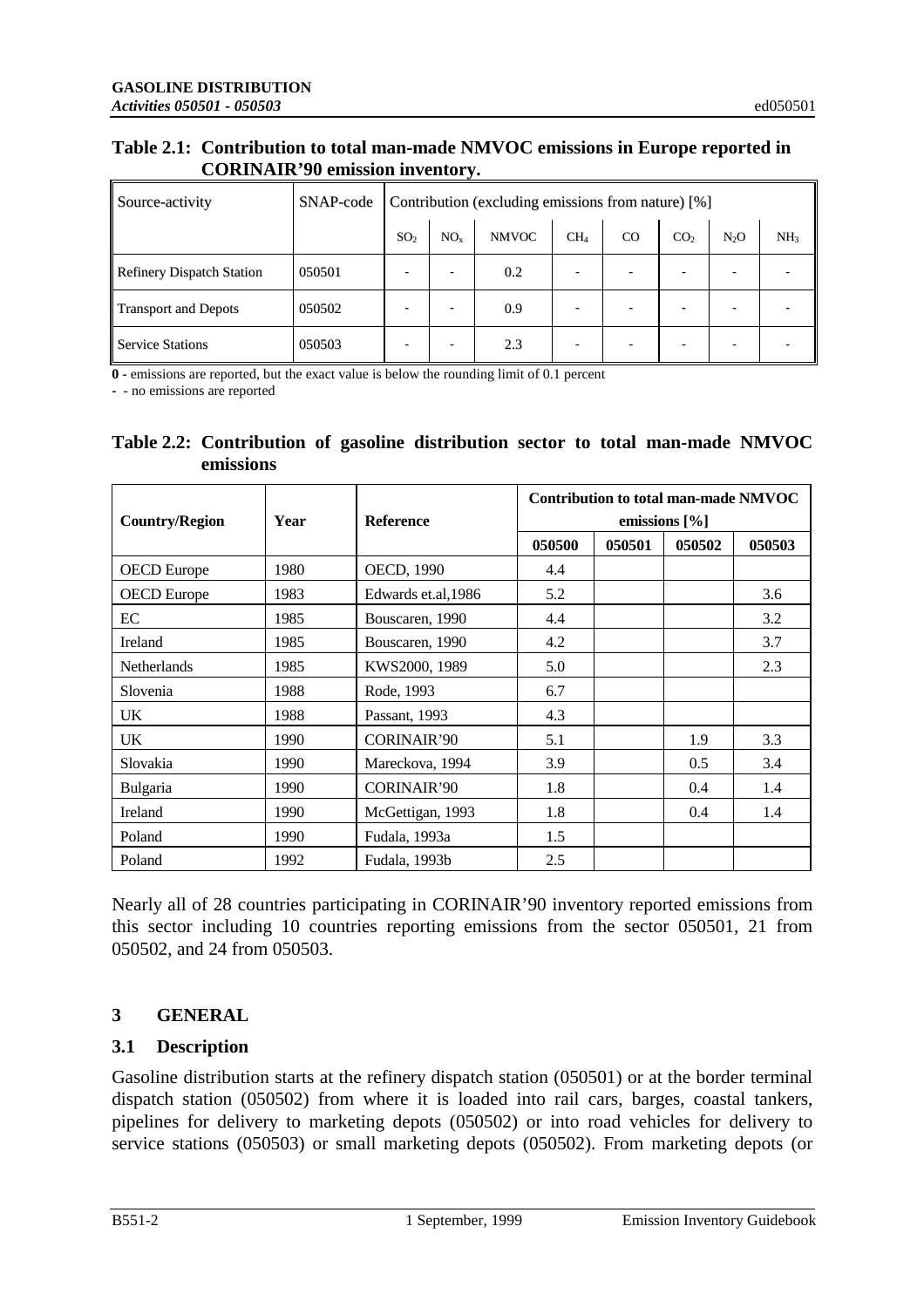**Table 2.1: Contribution to total man-made NMVOC emissions in Europe reported in CORINAIR'90 emission inventory.**

| Source-activity | SNAP-code | Contribution (excluding emissions from nature) [%] | | | | | | | |
|---|---|---|---|---|---|---|---|---|---|
| | | $SO_2$ | $NO_x$ | NMVOC | $CH_4$ | CO | $CO_2$ | $N_2O$ | $NH_3$ |
| Refinery Dispatch Station | 050501 | - | - | 0.2 | - | - | - | - | - |
| Transport and Depots | 050502 | - | - | 0.9 | - | - | - | - | - |
| Service Stations | 050503 | - | - | 2.3 | - | - | - | - | - |

**0** - emissions are reported, but the exact value is below the rounding limit of 0.1 percent

**-** - no emissions are reported

**Table 2.2: Contribution of gasoline distribution sector to total man-made NMVOC emissions**

| Country/Region | Year | Reference | Contribution to total man-made NMVOC emissions [%] | | | |
|---|---|---|---|---|---|---|
| | | | **050500** | **050501** | **050502** | **050503** |
| OECD Europe | 1980 | OECD, 1990 | 4.4 | | | |
| OECD Europe | 1983 | Edwards et.al,1986 | 5.2 | | | 3.6 |
| EC | 1985 | Bouscaren, 1990 | 4.4 | | | 3.2 |
| Ireland | 1985 | Bouscaren, 1990 | 4.2 | | | 3.7 |
| Netherlands | 1985 | KWS2000, 1989 | 5.0 | | | 2.3 |
| Slovenia | 1988 | Rode, 1993 | 6.7 | | | |
| UK | 1988 | Passant, 1993 | 4.3 | | | |
| UK | 1990 | CORINAIR'90 | 5.1 | | 1.9 | 3.3 |
| Slovakia | 1990 | Mareckova, 1994 | 3.9 | | 0.5 | 3.4 |
| Bulgaria | 1990 | CORINAIR'90 | 1.8 | | 0.4 | 1.4 |
| Ireland | 1990 | McGettigan, 1993 | 1.8 | | 0.4 | 1.4 |
| Poland | 1990 | Fudala, 1993a | 1.5 | | | |
| Poland | 1992 | Fudala, 1993b | 2.5 | | | |

Nearly all of 28 countries participating in CORINAIR'90 inventory reported emissions from this sector including 10 countries reporting emissions from the sector 050501, 21 from 050502, and 24 from 050503.

## 3 GENERAL

### 3.1 Description

Gasoline distribution starts at the refinery dispatch station (050501) or at the border terminal dispatch station (050502) from where it is loaded into rail cars, barges, coastal tankers, pipelines for delivery to marketing depots (050502) or into road vehicles for delivery to service stations (050503) or small marketing depots (050502). From marketing depots (or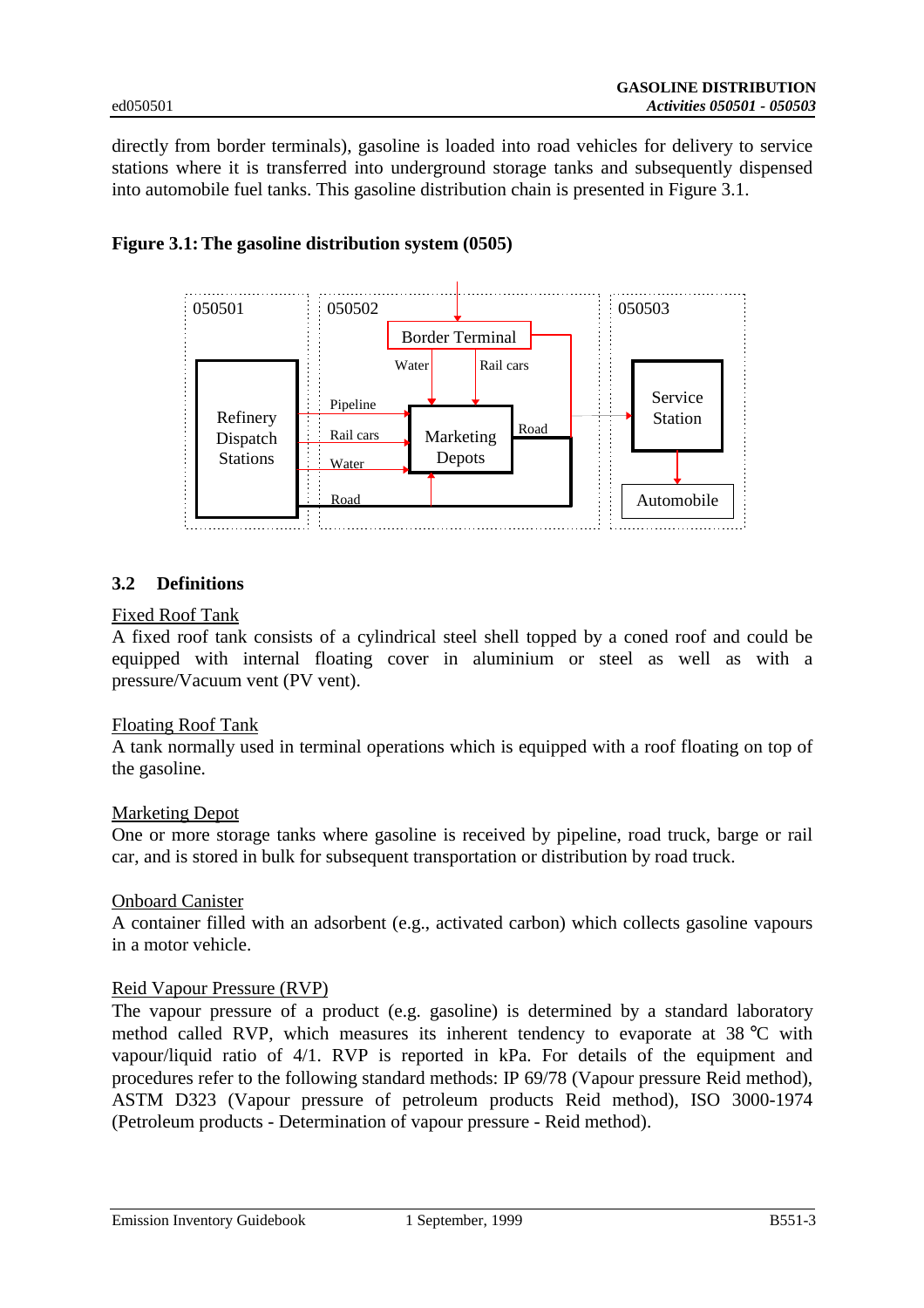directly from border terminals), gasoline is loaded into road vehicles for delivery to service stations where it is transferred into underground storage tanks and subsequently dispensed into automobile fuel tanks. This gasoline distribution chain is presented in Figure 3.1.

**Figure 3.1: The gasoline distribution system (0505)**

050501 | 050502 | 050503

Refinery Dispatch Stations — Pipeline / Rail cars / Water / Road → Marketing Depots

Border Terminal — Water / Rail cars → Marketing Depots

Marketing Depots — Road → Service Station → Automobile

## 3.2 Definitions

Fixed Roof Tank

A fixed roof tank consists of a cylindrical steel shell topped by a coned roof and could be equipped with internal floating cover in aluminium or steel as well as with a pressure/Vacuum vent (PV vent).

Floating Roof Tank

A tank normally used in terminal operations which is equipped with a roof floating on top of the gasoline.

Marketing Depot

One or more storage tanks where gasoline is received by pipeline, road truck, barge or rail car, and is stored in bulk for subsequent transportation or distribution by road truck.

Onboard Canister

A container filled with an adsorbent (e.g., activated carbon) which collects gasoline vapours in a motor vehicle.

Reid Vapour Pressure (RVP)

The vapour pressure of a product (e.g. gasoline) is determined by a standard laboratory method called RVP, which measures its inherent tendency to evaporate at 38 °C with vapour/liquid ratio of 4/1. RVP is reported in kPa. For details of the equipment and procedures refer to the following standard methods: IP 69/78 (Vapour pressure Reid method), ASTM D323 (Vapour pressure of petroleum products Reid method), ISO 3000-1974 (Petroleum products - Determination of vapour pressure - Reid method).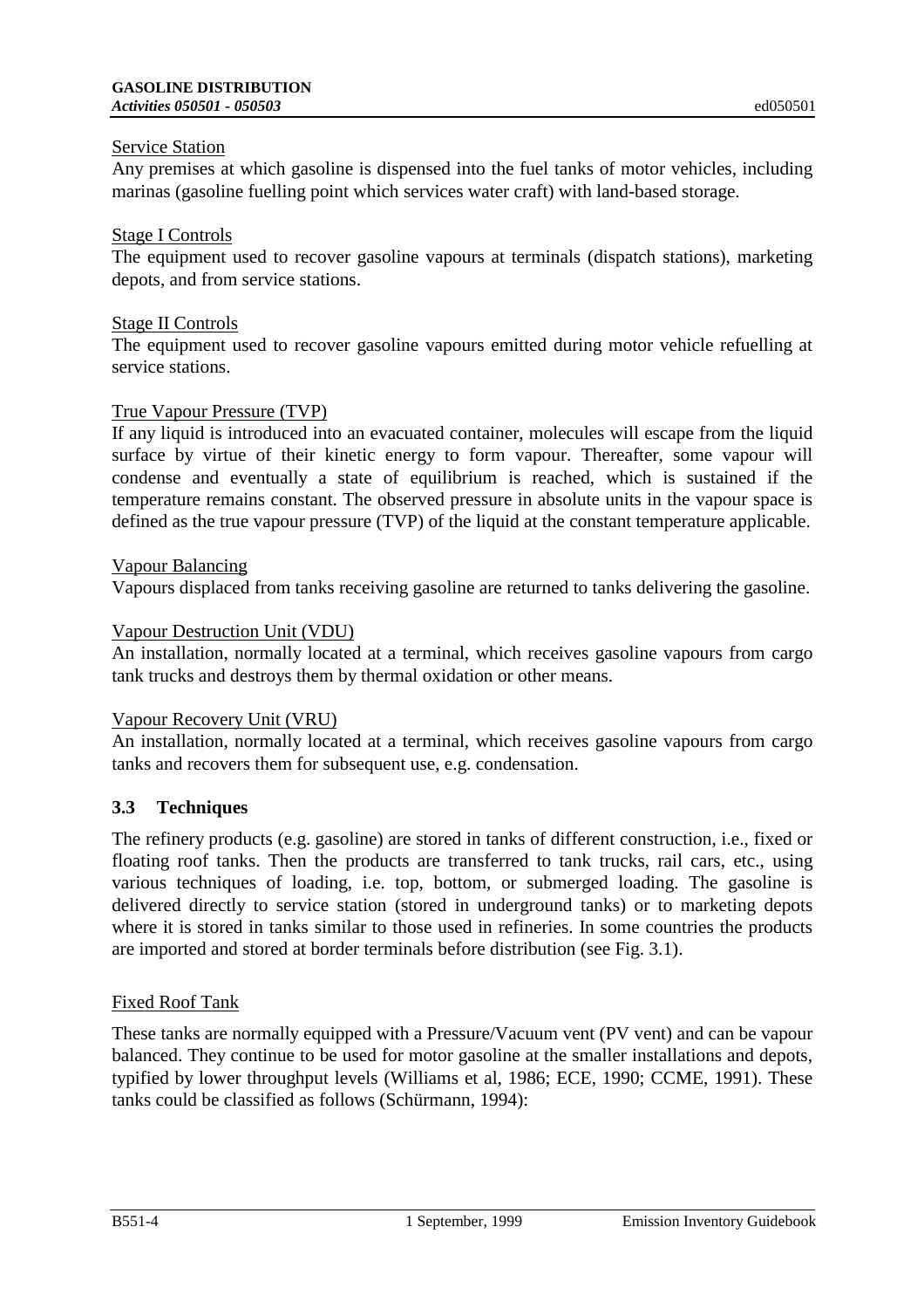Service Station

Any premises at which gasoline is dispensed into the fuel tanks of motor vehicles, including marinas (gasoline fuelling point which services water craft) with land-based storage.

Stage I Controls

The equipment used to recover gasoline vapours at terminals (dispatch stations), marketing depots, and from service stations.

Stage II Controls

The equipment used to recover gasoline vapours emitted during motor vehicle refuelling at service stations.

True Vapour Pressure (TVP)

If any liquid is introduced into an evacuated container, molecules will escape from the liquid surface by virtue of their kinetic energy to form vapour. Thereafter, some vapour will condense and eventually a state of equilibrium is reached, which is sustained if the temperature remains constant. The observed pressure in absolute units in the vapour space is defined as the true vapour pressure (TVP) of the liquid at the constant temperature applicable.

Vapour Balancing

Vapours displaced from tanks receiving gasoline are returned to tanks delivering the gasoline.

Vapour Destruction Unit (VDU)

An installation, normally located at a terminal, which receives gasoline vapours from cargo tank trucks and destroys them by thermal oxidation or other means.

Vapour Recovery Unit (VRU)

An installation, normally located at a terminal, which receives gasoline vapours from cargo tanks and recovers them for subsequent use, e.g. condensation.

## 3.3 Techniques

The refinery products (e.g. gasoline) are stored in tanks of different construction, i.e., fixed or floating roof tanks. Then the products are transferred to tank trucks, rail cars, etc., using various techniques of loading, i.e. top, bottom, or submerged loading. The gasoline is delivered directly to service station (stored in underground tanks) or to marketing depots where it is stored in tanks similar to those used in refineries. In some countries the products are imported and stored at border terminals before distribution (see Fig. 3.1).

Fixed Roof Tank

These tanks are normally equipped with a Pressure/Vacuum vent (PV vent) and can be vapour balanced. They continue to be used for motor gasoline at the smaller installations and depots, typified by lower throughput levels (Williams et al, 1986; ECE, 1990; CCME, 1991). These tanks could be classified as follows (Schürmann, 1994):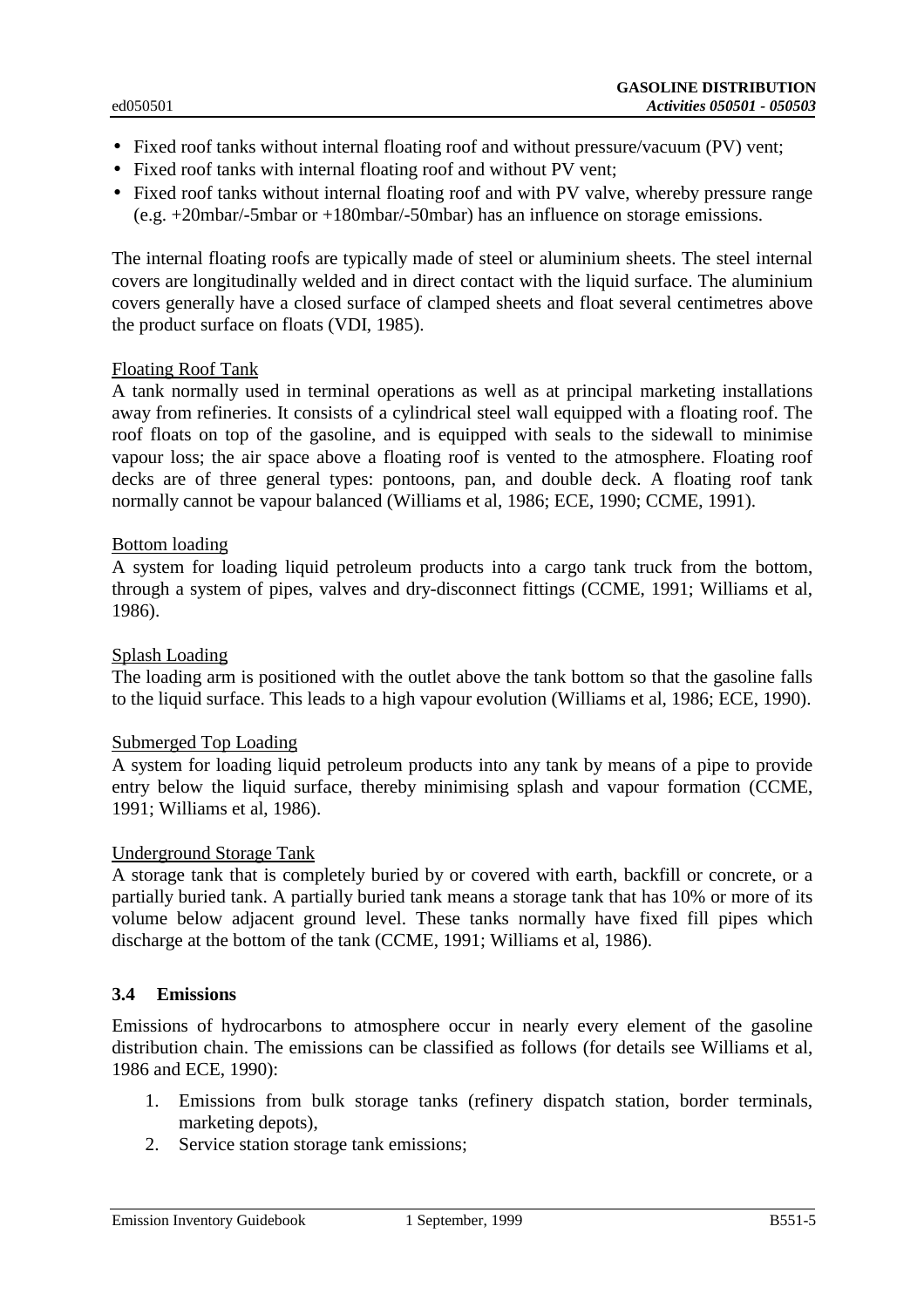- Fixed roof tanks without internal floating roof and without pressure/vacuum (PV) vent;
- Fixed roof tanks with internal floating roof and without PV vent;
- Fixed roof tanks without internal floating roof and with PV valve, whereby pressure range (e.g. +20mbar/-5mbar or +180mbar/-50mbar) has an influence on storage emissions.

The internal floating roofs are typically made of steel or aluminium sheets. The steel internal covers are longitudinally welded and in direct contact with the liquid surface. The aluminium covers generally have a closed surface of clamped sheets and float several centimetres above the product surface on floats (VDI, 1985).

Floating Roof Tank

A tank normally used in terminal operations as well as at principal marketing installations away from refineries. It consists of a cylindrical steel wall equipped with a floating roof. The roof floats on top of the gasoline, and is equipped with seals to the sidewall to minimise vapour loss; the air space above a floating roof is vented to the atmosphere. Floating roof decks are of three general types: pontoons, pan, and double deck. A floating roof tank normally cannot be vapour balanced (Williams et al, 1986; ECE, 1990; CCME, 1991).

Bottom loading

A system for loading liquid petroleum products into a cargo tank truck from the bottom, through a system of pipes, valves and dry-disconnect fittings (CCME, 1991; Williams et al, 1986).

Splash Loading

The loading arm is positioned with the outlet above the tank bottom so that the gasoline falls to the liquid surface. This leads to a high vapour evolution (Williams et al, 1986; ECE, 1990).

Submerged Top Loading

A system for loading liquid petroleum products into any tank by means of a pipe to provide entry below the liquid surface, thereby minimising splash and vapour formation (CCME, 1991; Williams et al, 1986).

Underground Storage Tank

A storage tank that is completely buried by or covered with earth, backfill or concrete, or a partially buried tank. A partially buried tank means a storage tank that has 10% or more of its volume below adjacent ground level. These tanks normally have fixed fill pipes which discharge at the bottom of the tank (CCME, 1991; Williams et al, 1986).

## 3.4 Emissions

Emissions of hydrocarbons to atmosphere occur in nearly every element of the gasoline distribution chain. The emissions can be classified as follows (for details see Williams et al, 1986 and ECE, 1990):

1. Emissions from bulk storage tanks (refinery dispatch station, border terminals, marketing depots),
2. Service station storage tank emissions;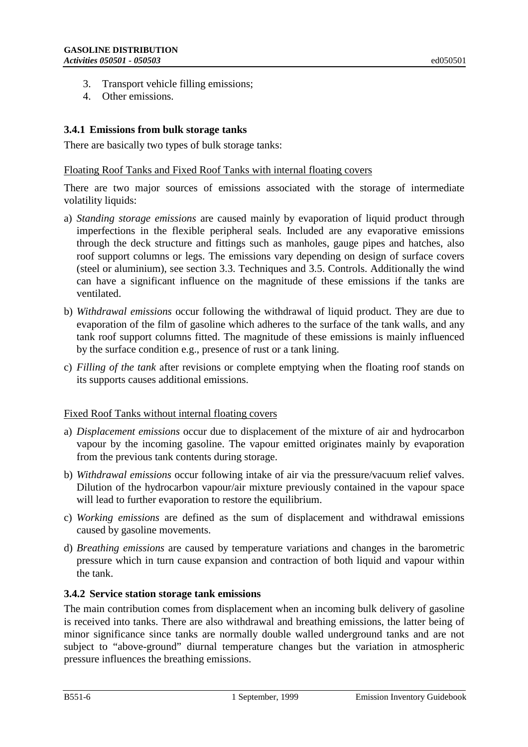3. Transport vehicle filling emissions;
4. Other emissions.

### 3.4.1 Emissions from bulk storage tanks

There are basically two types of bulk storage tanks:

Floating Roof Tanks and Fixed Roof Tanks with internal floating covers

There are two major sources of emissions associated with the storage of intermediate volatility liquids:

a) *Standing storage emissions* are caused mainly by evaporation of liquid product through imperfections in the flexible peripheral seals. Included are any evaporative emissions through the deck structure and fittings such as manholes, gauge pipes and hatches, also roof support columns or legs. The emissions vary depending on design of surface covers (steel or aluminium), see section 3.3. Techniques and 3.5. Controls. Additionally the wind can have a significant influence on the magnitude of these emissions if the tanks are ventilated.

b) *Withdrawal emissions* occur following the withdrawal of liquid product. They are due to evaporation of the film of gasoline which adheres to the surface of the tank walls, and any tank roof support columns fitted. The magnitude of these emissions is mainly influenced by the surface condition e.g., presence of rust or a tank lining.

c) *Filling of the tank* after revisions or complete emptying when the floating roof stands on its supports causes additional emissions.

Fixed Roof Tanks without internal floating covers

a) *Displacement emissions* occur due to displacement of the mixture of air and hydrocarbon vapour by the incoming gasoline. The vapour emitted originates mainly by evaporation from the previous tank contents during storage.

b) *Withdrawal emissions* occur following intake of air via the pressure/vacuum relief valves. Dilution of the hydrocarbon vapour/air mixture previously contained in the vapour space will lead to further evaporation to restore the equilibrium.

c) *Working emissions* are defined as the sum of displacement and withdrawal emissions caused by gasoline movements.

d) *Breathing emissions* are caused by temperature variations and changes in the barometric pressure which in turn cause expansion and contraction of both liquid and vapour within the tank.

### 3.4.2 Service station storage tank emissions

The main contribution comes from displacement when an incoming bulk delivery of gasoline is received into tanks. There are also withdrawal and breathing emissions, the latter being of minor significance since tanks are normally double walled underground tanks and are not subject to “above-ground” diurnal temperature changes but the variation in atmospheric pressure influences the breathing emissions.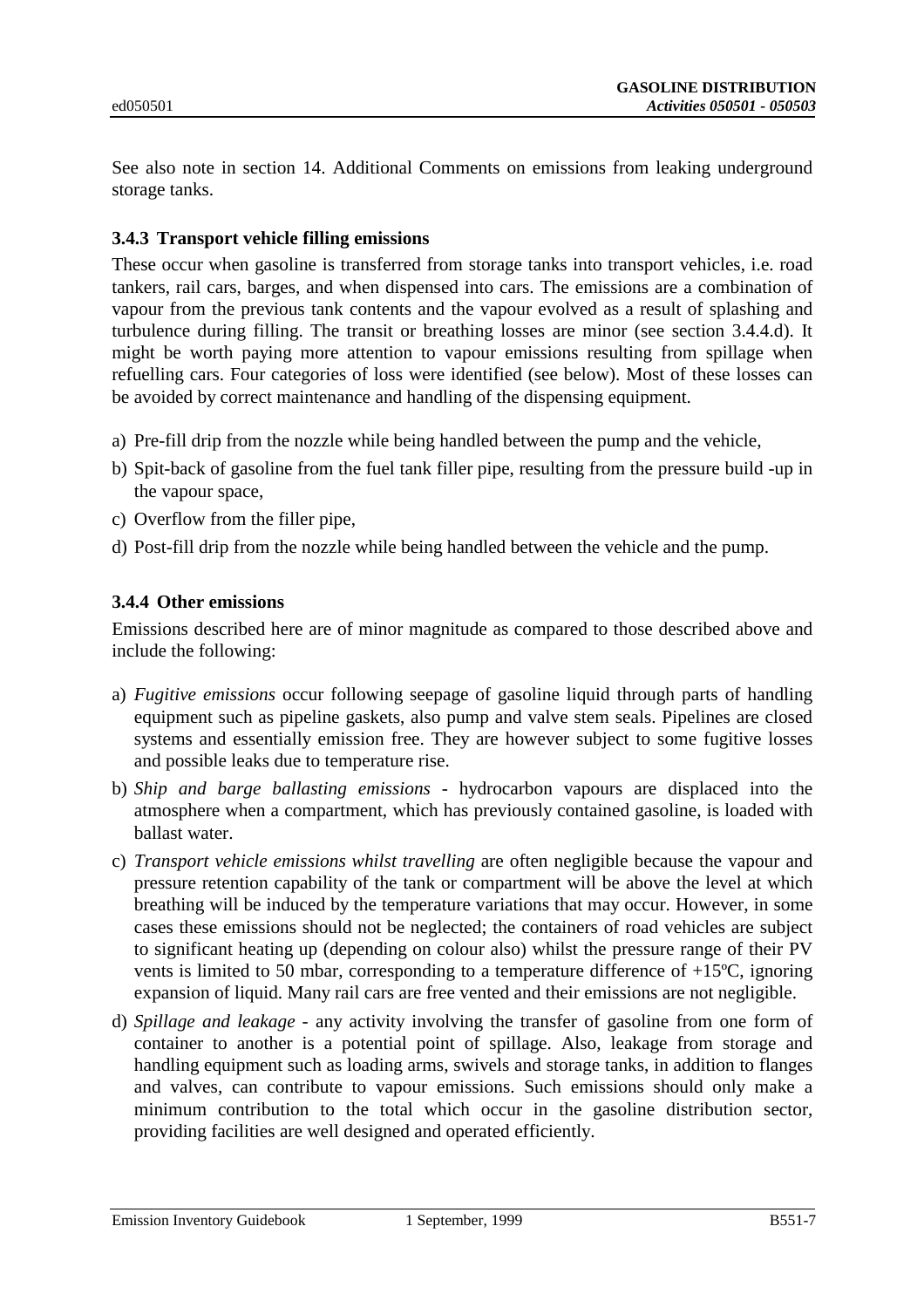See also note in section 14. Additional Comments on emissions from leaking underground storage tanks.

### 3.4.3 Transport vehicle filling emissions

These occur when gasoline is transferred from storage tanks into transport vehicles, i.e. road tankers, rail cars, barges, and when dispensed into cars. The emissions are a combination of vapour from the previous tank contents and the vapour evolved as a result of splashing and turbulence during filling. The transit or breathing losses are minor (see section 3.4.4.d). It might be worth paying more attention to vapour emissions resulting from spillage when refuelling cars. Four categories of loss were identified (see below). Most of these losses can be avoided by correct maintenance and handling of the dispensing equipment.

a) Pre-fill drip from the nozzle while being handled between the pump and the vehicle,
b) Spit-back of gasoline from the fuel tank filler pipe, resulting from the pressure build -up in the vapour space,
c) Overflow from the filler pipe,
d) Post-fill drip from the nozzle while being handled between the vehicle and the pump.

### 3.4.4 Other emissions

Emissions described here are of minor magnitude as compared to those described above and include the following:

a) *Fugitive emissions* occur following seepage of gasoline liquid through parts of handling equipment such as pipeline gaskets, also pump and valve stem seals. Pipelines are closed systems and essentially emission free. They are however subject to some fugitive losses and possible leaks due to temperature rise.
b) *Ship and barge ballasting emissions* - hydrocarbon vapours are displaced into the atmosphere when a compartment, which has previously contained gasoline, is loaded with ballast water.
c) *Transport vehicle emissions whilst travelling* are often negligible because the vapour and pressure retention capability of the tank or compartment will be above the level at which breathing will be induced by the temperature variations that may occur. However, in some cases these emissions should not be neglected; the containers of road vehicles are subject to significant heating up (depending on colour also) whilst the pressure range of their PV vents is limited to 50 mbar, corresponding to a temperature difference of +15ºC, ignoring expansion of liquid. Many rail cars are free vented and their emissions are not negligible.
d) *Spillage and leakage* - any activity involving the transfer of gasoline from one form of container to another is a potential point of spillage. Also, leakage from storage and handling equipment such as loading arms, swivels and storage tanks, in addition to flanges and valves, can contribute to vapour emissions. Such emissions should only make a minimum contribution to the total which occur in the gasoline distribution sector, providing facilities are well designed and operated efficiently.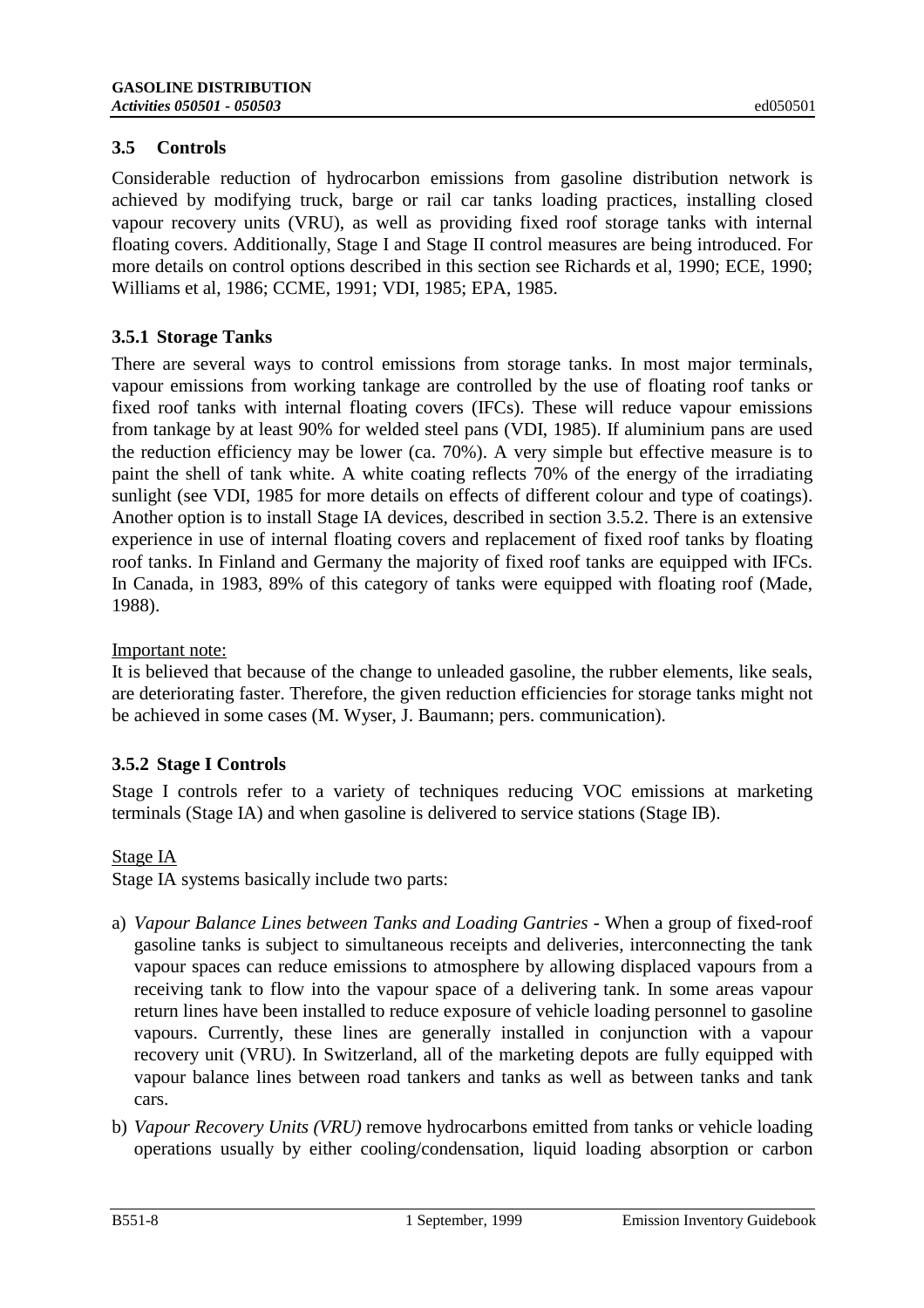## 3.5 Controls

Considerable reduction of hydrocarbon emissions from gasoline distribution network is achieved by modifying truck, barge or rail car tanks loading practices, installing closed vapour recovery units (VRU), as well as providing fixed roof storage tanks with internal floating covers. Additionally, Stage I and Stage II control measures are being introduced. For more details on control options described in this section see Richards et al, 1990; ECE, 1990; Williams et al, 1986; CCME, 1991; VDI, 1985; EPA, 1985.

### 3.5.1 Storage Tanks

There are several ways to control emissions from storage tanks. In most major terminals, vapour emissions from working tankage are controlled by the use of floating roof tanks or fixed roof tanks with internal floating covers (IFCs). These will reduce vapour emissions from tankage by at least 90% for welded steel pans (VDI, 1985). If aluminium pans are used the reduction efficiency may be lower (ca. 70%). A very simple but effective measure is to paint the shell of tank white. A white coating reflects 70% of the energy of the irradiating sunlight (see VDI, 1985 for more details on effects of different colour and type of coatings). Another option is to install Stage IA devices, described in section 3.5.2. There is an extensive experience in use of internal floating covers and replacement of fixed roof tanks by floating roof tanks. In Finland and Germany the majority of fixed roof tanks are equipped with IFCs. In Canada, in 1983, 89% of this category of tanks were equipped with floating roof (Made, 1988).

Important note:

It is believed that because of the change to unleaded gasoline, the rubber elements, like seals, are deteriorating faster. Therefore, the given reduction efficiencies for storage tanks might not be achieved in some cases (M. Wyser, J. Baumann; pers. communication).

### 3.5.2 Stage I Controls

Stage I controls refer to a variety of techniques reducing VOC emissions at marketing terminals (Stage IA) and when gasoline is delivered to service stations (Stage IB).

Stage IA

Stage IA systems basically include two parts:

a) *Vapour Balance Lines between Tanks and Loading Gantries* - When a group of fixed-roof gasoline tanks is subject to simultaneous receipts and deliveries, interconnecting the tank vapour spaces can reduce emissions to atmosphere by allowing displaced vapours from a receiving tank to flow into the vapour space of a delivering tank. In some areas vapour return lines have been installed to reduce exposure of vehicle loading personnel to gasoline vapours. Currently, these lines are generally installed in conjunction with a vapour recovery unit (VRU). In Switzerland, all of the marketing depots are fully equipped with vapour balance lines between road tankers and tanks as well as between tanks and tank cars.

b) *Vapour Recovery Units (VRU)* remove hydrocarbons emitted from tanks or vehicle loading operations usually by either cooling/condensation, liquid loading absorption or carbon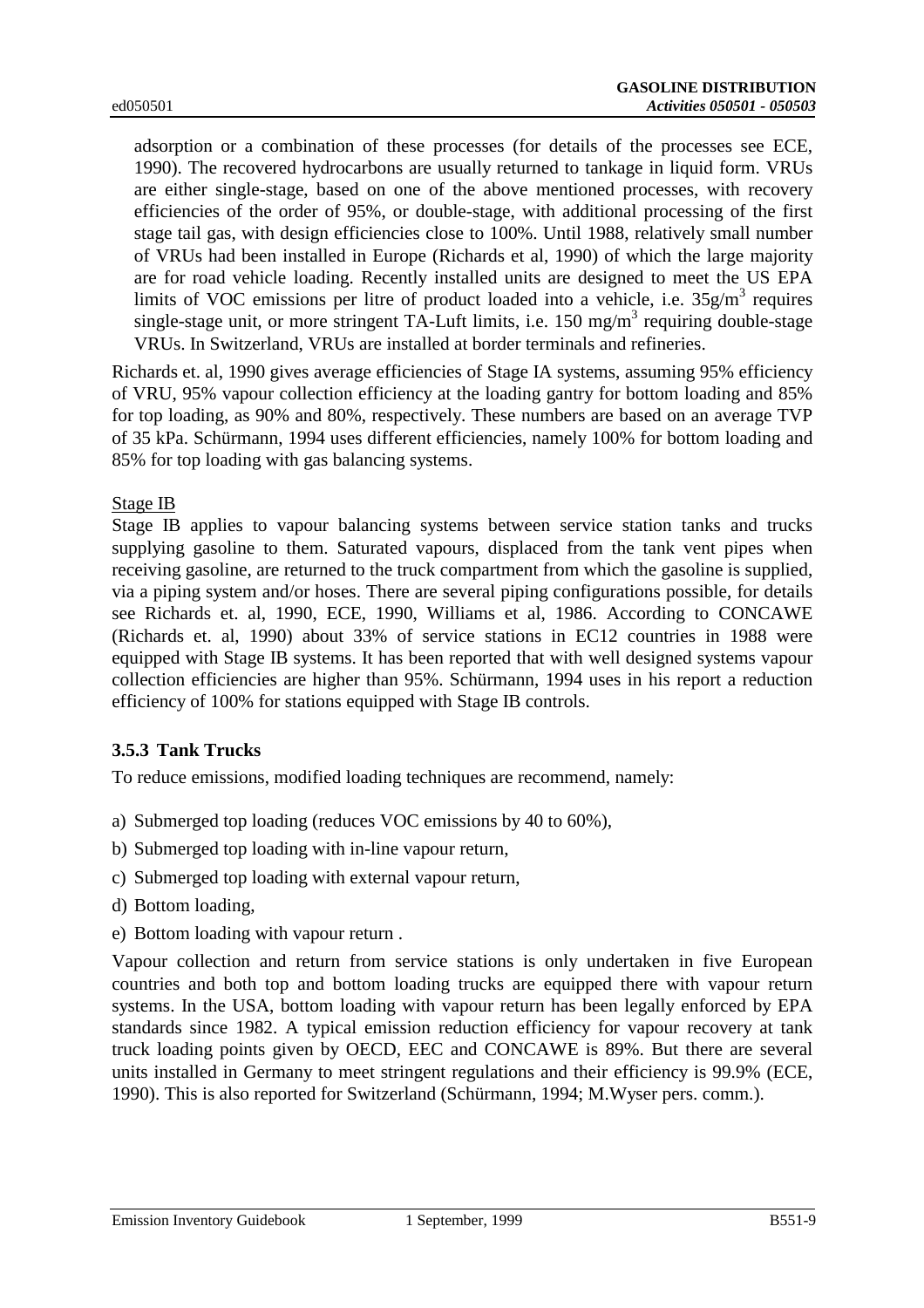adsorption or a combination of these processes (for details of the processes see ECE, 1990). The recovered hydrocarbons are usually returned to tankage in liquid form. VRUs are either single-stage, based on one of the above mentioned processes, with recovery efficiencies of the order of 95%, or double-stage, with additional processing of the first stage tail gas, with design efficiencies close to 100%. Until 1988, relatively small number of VRUs had been installed in Europe (Richards et al, 1990) of which the large majority are for road vehicle loading. Recently installed units are designed to meet the US EPA limits of VOC emissions per litre of product loaded into a vehicle, i.e. 35g/m$^3$ requires single-stage unit, or more stringent TA-Luft limits, i.e. 150 mg/m$^3$ requiring double-stage VRUs. In Switzerland, VRUs are installed at border terminals and refineries.

Richards et. al, 1990 gives average efficiencies of Stage IA systems, assuming 95% efficiency of VRU, 95% vapour collection efficiency at the loading gantry for bottom loading and 85% for top loading, as 90% and 80%, respectively. These numbers are based on an average TVP of 35 kPa. Schürmann, 1994 uses different efficiencies, namely 100% for bottom loading and 85% for top loading with gas balancing systems.

Stage IB

Stage IB applies to vapour balancing systems between service station tanks and trucks supplying gasoline to them. Saturated vapours, displaced from the tank vent pipes when receiving gasoline, are returned to the truck compartment from which the gasoline is supplied, via a piping system and/or hoses. There are several piping configurations possible, for details see Richards et. al, 1990, ECE, 1990, Williams et al, 1986. According to CONCAWE (Richards et. al, 1990) about 33% of service stations in EC12 countries in 1988 were equipped with Stage IB systems. It has been reported that with well designed systems vapour collection efficiencies are higher than 95%. Schürmann, 1994 uses in his report a reduction efficiency of 100% for stations equipped with Stage IB controls.

### 3.5.3 Tank Trucks

To reduce emissions, modified loading techniques are recommend, namely:

a) Submerged top loading (reduces VOC emissions by 40 to 60%),
b) Submerged top loading with in-line vapour return,
c) Submerged top loading with external vapour return,
d) Bottom loading,
e) Bottom loading with vapour return .

Vapour collection and return from service stations is only undertaken in five European countries and both top and bottom loading trucks are equipped there with vapour return systems. In the USA, bottom loading with vapour return has been legally enforced by EPA standards since 1982. A typical emission reduction efficiency for vapour recovery at tank truck loading points given by OECD, EEC and CONCAWE is 89%. But there are several units installed in Germany to meet stringent regulations and their efficiency is 99.9% (ECE, 1990). This is also reported for Switzerland (Schürmann, 1994; M.Wyser pers. comm.).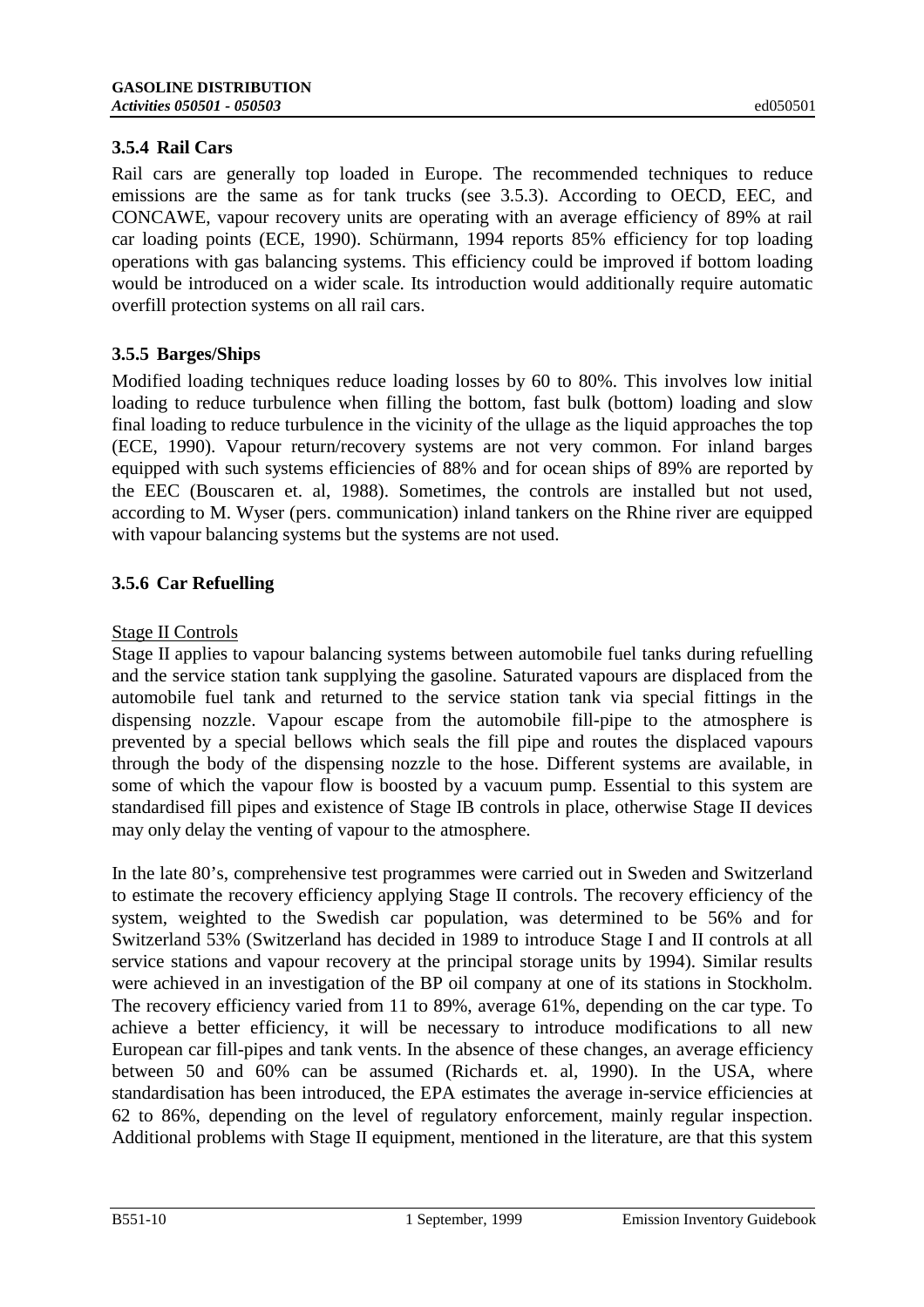### 3.5.4 Rail Cars

Rail cars are generally top loaded in Europe. The recommended techniques to reduce emissions are the same as for tank trucks (see 3.5.3). According to OECD, EEC, and CONCAWE, vapour recovery units are operating with an average efficiency of 89% at rail car loading points (ECE, 1990). Schürmann, 1994 reports 85% efficiency for top loading operations with gas balancing systems. This efficiency could be improved if bottom loading would be introduced on a wider scale. Its introduction would additionally require automatic overfill protection systems on all rail cars.

### 3.5.5 Barges/Ships

Modified loading techniques reduce loading losses by 60 to 80%. This involves low initial loading to reduce turbulence when filling the bottom, fast bulk (bottom) loading and slow final loading to reduce turbulence in the vicinity of the ullage as the liquid approaches the top (ECE, 1990). Vapour return/recovery systems are not very common. For inland barges equipped with such systems efficiencies of 88% and for ocean ships of 89% are reported by the EEC (Bouscaren et. al, 1988). Sometimes, the controls are installed but not used, according to M. Wyser (pers. communication) inland tankers on the Rhine river are equipped with vapour balancing systems but the systems are not used.

### 3.5.6 Car Refuelling

Stage II Controls

Stage II applies to vapour balancing systems between automobile fuel tanks during refuelling and the service station tank supplying the gasoline. Saturated vapours are displaced from the automobile fuel tank and returned to the service station tank via special fittings in the dispensing nozzle. Vapour escape from the automobile fill-pipe to the atmosphere is prevented by a special bellows which seals the fill pipe and routes the displaced vapours through the body of the dispensing nozzle to the hose. Different systems are available, in some of which the vapour flow is boosted by a vacuum pump. Essential to this system are standardised fill pipes and existence of Stage IB controls in place, otherwise Stage II devices may only delay the venting of vapour to the atmosphere.

In the late 80's, comprehensive test programmes were carried out in Sweden and Switzerland to estimate the recovery efficiency applying Stage II controls. The recovery efficiency of the system, weighted to the Swedish car population, was determined to be 56% and for Switzerland 53% (Switzerland has decided in 1989 to introduce Stage I and II controls at all service stations and vapour recovery at the principal storage units by 1994). Similar results were achieved in an investigation of the BP oil company at one of its stations in Stockholm. The recovery efficiency varied from 11 to 89%, average 61%, depending on the car type. To achieve a better efficiency, it will be necessary to introduce modifications to all new European car fill-pipes and tank vents. In the absence of these changes, an average efficiency between 50 and 60% can be assumed (Richards et. al, 1990). In the USA, where standardisation has been introduced, the EPA estimates the average in-service efficiencies at 62 to 86%, depending on the level of regulatory enforcement, mainly regular inspection. Additional problems with Stage II equipment, mentioned in the literature, are that this system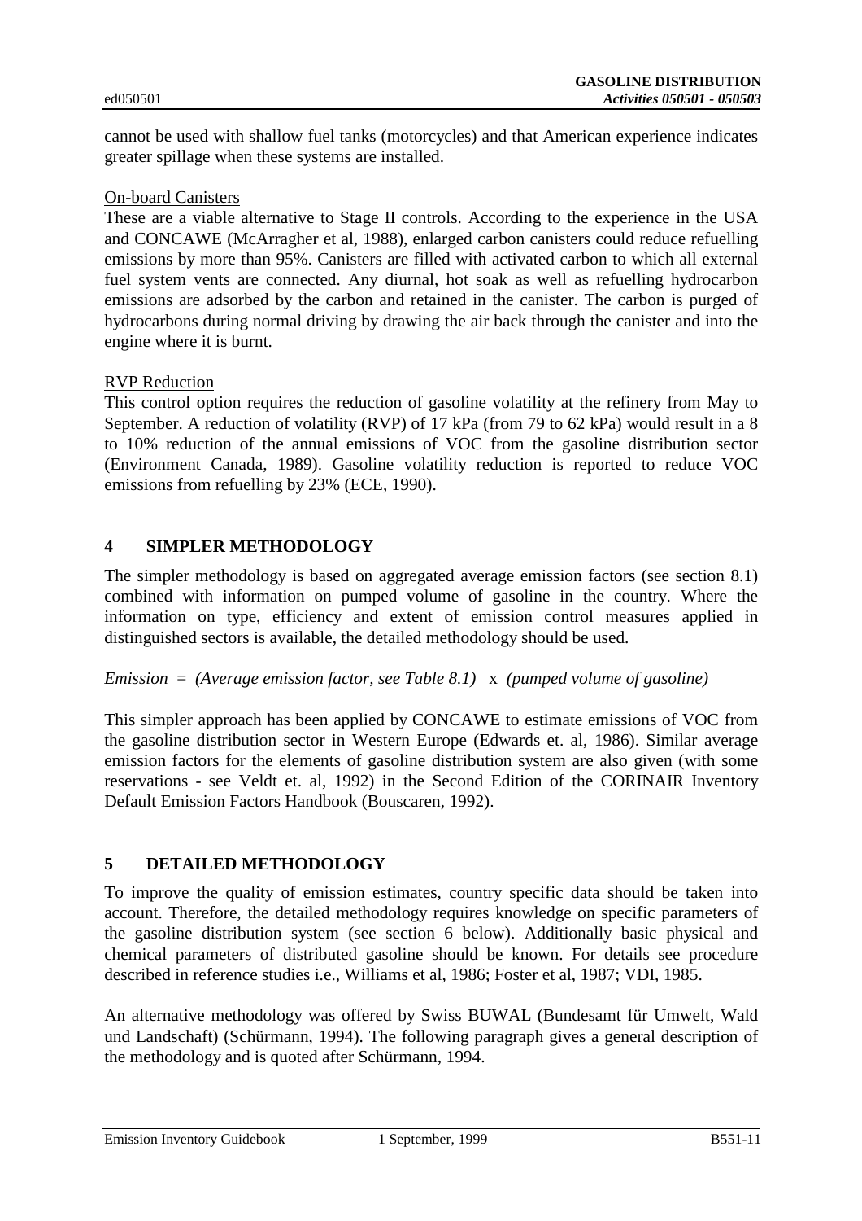cannot be used with shallow fuel tanks (motorcycles) and that American experience indicates greater spillage when these systems are installed.

<u>On-board Canisters</u>

These are a viable alternative to Stage II controls. According to the experience in the USA and CONCAWE (McArragher et al, 1988), enlarged carbon canisters could reduce refuelling emissions by more than 95%. Canisters are filled with activated carbon to which all external fuel system vents are connected. Any diurnal, hot soak as well as refuelling hydrocarbon emissions are adsorbed by the carbon and retained in the canister. The carbon is purged of hydrocarbons during normal driving by drawing the air back through the canister and into the engine where it is burnt.

<u>RVP Reduction</u>

This control option requires the reduction of gasoline volatility at the refinery from May to September. A reduction of volatility (RVP) of 17 kPa (from 79 to 62 kPa) would result in a 8 to 10% reduction of the annual emissions of VOC from the gasoline distribution sector (Environment Canada, 1989). Gasoline volatility reduction is reported to reduce VOC emissions from refuelling by 23% (ECE, 1990).

## 4 SIMPLER METHODOLOGY

The simpler methodology is based on aggregated average emission factors (see section 8.1) combined with information on pumped volume of gasoline in the country. Where the information on type, efficiency and extent of emission control measures applied in distinguished sectors is available, the detailed methodology should be used.

*Emission = (Average emission factor, see Table 8.1)* x *(pumped volume of gasoline)*

This simpler approach has been applied by CONCAWE to estimate emissions of VOC from the gasoline distribution sector in Western Europe (Edwards et. al, 1986). Similar average emission factors for the elements of gasoline distribution system are also given (with some reservations - see Veldt et. al, 1992) in the Second Edition of the CORINAIR Inventory Default Emission Factors Handbook (Bouscaren, 1992).

## 5 DETAILED METHODOLOGY

To improve the quality of emission estimates, country specific data should be taken into account. Therefore, the detailed methodology requires knowledge on specific parameters of the gasoline distribution system (see section 6 below). Additionally basic physical and chemical parameters of distributed gasoline should be known. For details see procedure described in reference studies i.e., Williams et al, 1986; Foster et al, 1987; VDI, 1985.

An alternative methodology was offered by Swiss BUWAL (Bundesamt für Umwelt, Wald und Landschaft) (Schürmann, 1994). The following paragraph gives a general description of the methodology and is quoted after Schürmann, 1994.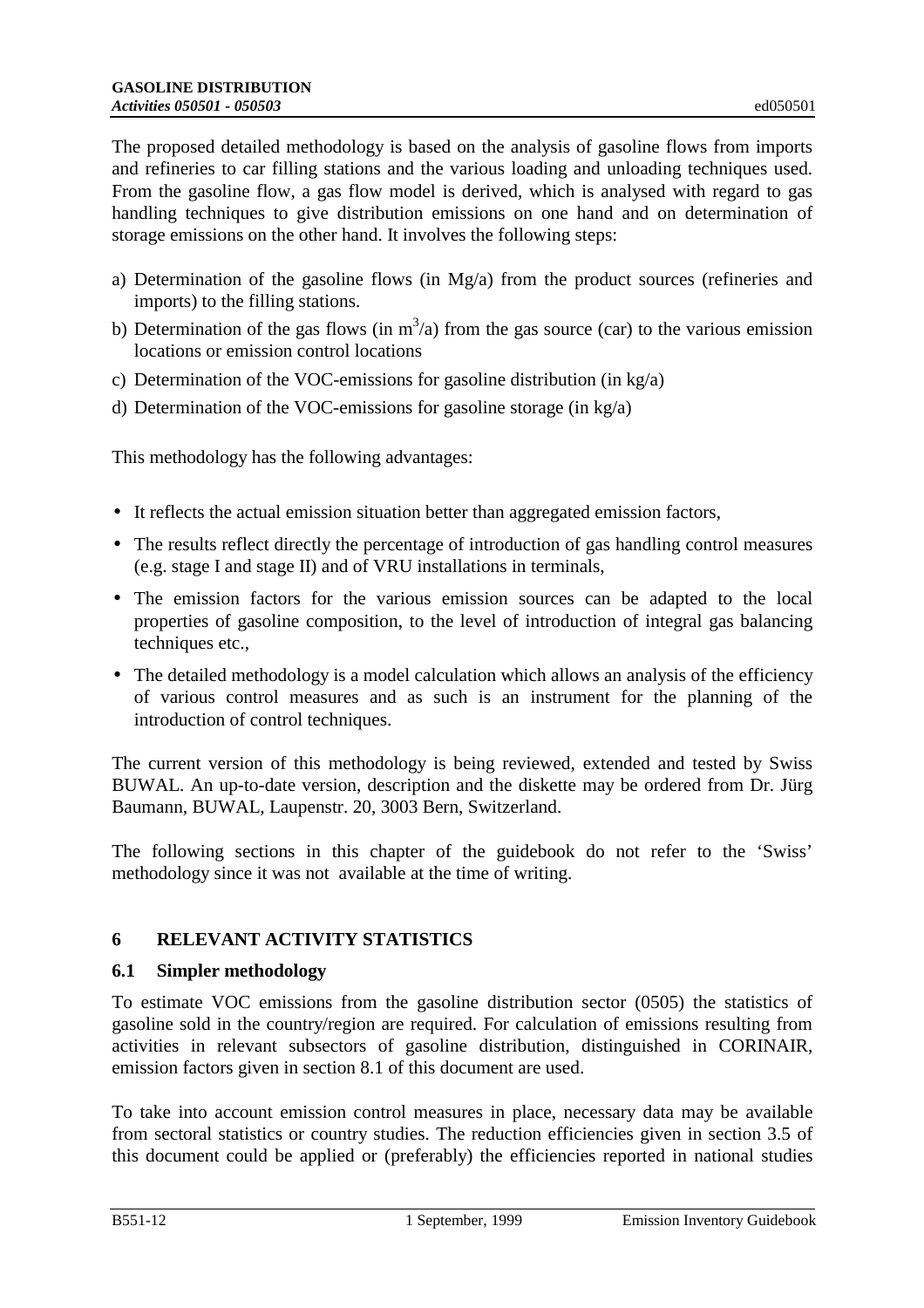The proposed detailed methodology is based on the analysis of gasoline flows from imports and refineries to car filling stations and the various loading and unloading techniques used. From the gasoline flow, a gas flow model is derived, which is analysed with regard to gas handling techniques to give distribution emissions on one hand and on determination of storage emissions on the other hand. It involves the following steps:

a) Determination of the gasoline flows (in Mg/a) from the product sources (refineries and imports) to the filling stations.
b) Determination of the gas flows (in $m^3/a$) from the gas source (car) to the various emission locations or emission control locations
c) Determination of the VOC-emissions for gasoline distribution (in kg/a)
d) Determination of the VOC-emissions for gasoline storage (in kg/a)

This methodology has the following advantages:

- It reflects the actual emission situation better than aggregated emission factors,
- The results reflect directly the percentage of introduction of gas handling control measures (e.g. stage I and stage II) and of VRU installations in terminals,
- The emission factors for the various emission sources can be adapted to the local properties of gasoline composition, to the level of introduction of integral gas balancing techniques etc.,
- The detailed methodology is a model calculation which allows an analysis of the efficiency of various control measures and as such is an instrument for the planning of the introduction of control techniques.

The current version of this methodology is being reviewed, extended and tested by Swiss BUWAL. An up-to-date version, description and the diskette may be ordered from Dr. Jürg Baumann, BUWAL, Laupenstr. 20, 3003 Bern, Switzerland.

The following sections in this chapter of the guidebook do not refer to the 'Swiss' methodology since it was not available at the time of writing.

## 6 RELEVANT ACTIVITY STATISTICS

### 6.1 Simpler methodology

To estimate VOC emissions from the gasoline distribution sector (0505) the statistics of gasoline sold in the country/region are required. For calculation of emissions resulting from activities in relevant subsectors of gasoline distribution, distinguished in CORINAIR, emission factors given in section 8.1 of this document are used.

To take into account emission control measures in place, necessary data may be available from sectoral statistics or country studies. The reduction efficiencies given in section 3.5 of this document could be applied or (preferably) the efficiencies reported in national studies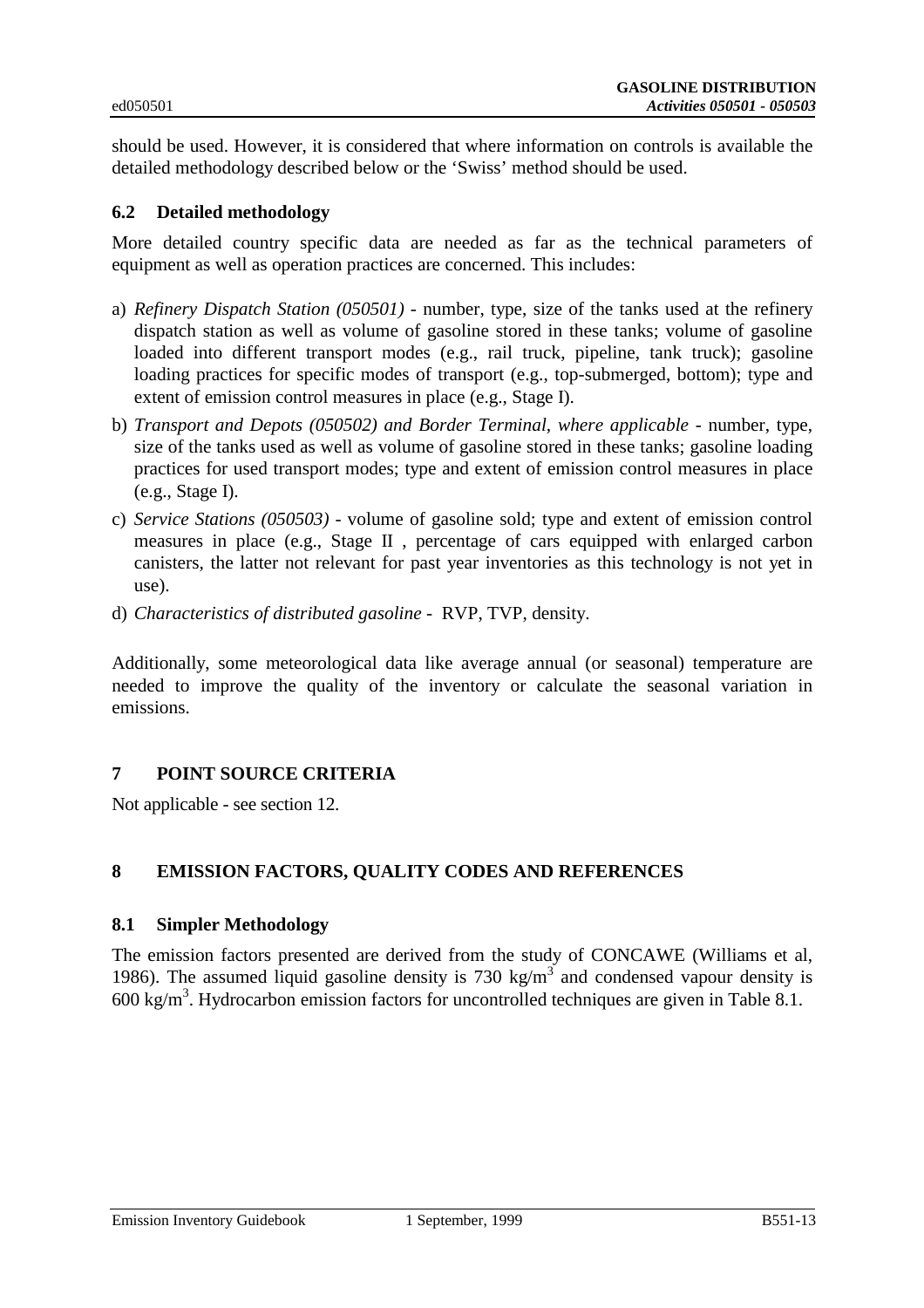should be used. However, it is considered that where information on controls is available the detailed methodology described below or the 'Swiss' method should be used.

### 6.2 Detailed methodology

More detailed country specific data are needed as far as the technical parameters of equipment as well as operation practices are concerned. This includes:

a) *Refinery Dispatch Station (050501)* - number, type, size of the tanks used at the refinery dispatch station as well as volume of gasoline stored in these tanks; volume of gasoline loaded into different transport modes (e.g., rail truck, pipeline, tank truck); gasoline loading practices for specific modes of transport (e.g., top-submerged, bottom); type and extent of emission control measures in place (e.g., Stage I).

b) *Transport and Depots (050502) and Border Terminal, where applicable* - number, type, size of the tanks used as well as volume of gasoline stored in these tanks; gasoline loading practices for used transport modes; type and extent of emission control measures in place (e.g., Stage I).

c) *Service Stations (050503)* - volume of gasoline sold; type and extent of emission control measures in place (e.g., Stage II , percentage of cars equipped with enlarged carbon canisters, the latter not relevant for past year inventories as this technology is not yet in use).

d) *Characteristics of distributed gasoline* - RVP, TVP, density.

Additionally, some meteorological data like average annual (or seasonal) temperature are needed to improve the quality of the inventory or calculate the seasonal variation in emissions.

## 7 POINT SOURCE CRITERIA

Not applicable - see section 12.

## 8 EMISSION FACTORS, QUALITY CODES AND REFERENCES

### 8.1 Simpler Methodology

The emission factors presented are derived from the study of CONCAWE (Williams et al, 1986). The assumed liquid gasoline density is 730 $kg/m^3$ and condensed vapour density is 600 $kg/m^3$. Hydrocarbon emission factors for uncontrolled techniques are given in Table 8.1.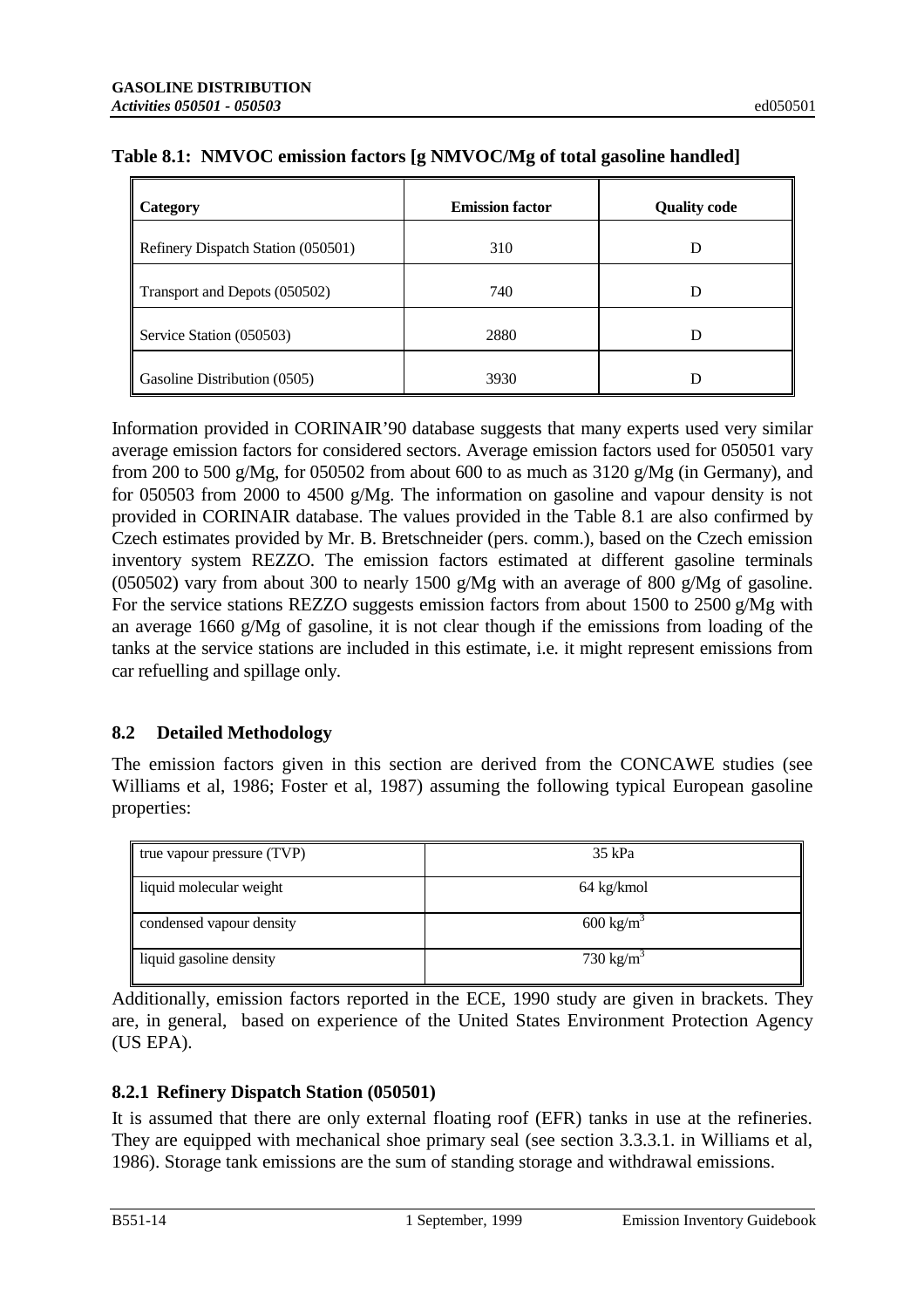**Table 8.1: NMVOC emission factors [g NMVOC/Mg of total gasoline handled]**

| Category | Emission factor | Quality code |
|---|---|---|
| Refinery Dispatch Station (050501) | 310 | D |
| Transport and Depots (050502) | 740 | D |
| Service Station (050503) | 2880 | D |
| Gasoline Distribution (0505) | 3930 | D |

Information provided in CORINAIR'90 database suggests that many experts used very similar average emission factors for considered sectors. Average emission factors used for 050501 vary from 200 to 500 g/Mg, for 050502 from about 600 to as much as 3120 g/Mg (in Germany), and for 050503 from 2000 to 4500 g/Mg. The information on gasoline and vapour density is not provided in CORINAIR database. The values provided in the Table 8.1 are also confirmed by Czech estimates provided by Mr. B. Bretschneider (pers. comm.), based on the Czech emission inventory system REZZO. The emission factors estimated at different gasoline terminals (050502) vary from about 300 to nearly 1500 g/Mg with an average of 800 g/Mg of gasoline. For the service stations REZZO suggests emission factors from about 1500 to 2500 g/Mg with an average 1660 g/Mg of gasoline, it is not clear though if the emissions from loading of the tanks at the service stations are included in this estimate, i.e. it might represent emissions from car refuelling and spillage only.

## 8.2 Detailed Methodology

The emission factors given in this section are derived from the CONCAWE studies (see Williams et al, 1986; Foster et al, 1987) assuming the following typical European gasoline properties:

| | |
|---|---|
| true vapour pressure (TVP) | 35 kPa |
| liquid molecular weight | 64 kg/kmol |
| condensed vapour density | 600 kg/m$^3$ |
| liquid gasoline density | 730 kg/m$^3$ |

Additionally, emission factors reported in the ECE, 1990 study are given in brackets. They are, in general, based on experience of the United States Environment Protection Agency (US EPA).

### 8.2.1 Refinery Dispatch Station (050501)

It is assumed that there are only external floating roof (EFR) tanks in use at the refineries. They are equipped with mechanical shoe primary seal (see section 3.3.3.1. in Williams et al, 1986). Storage tank emissions are the sum of standing storage and withdrawal emissions.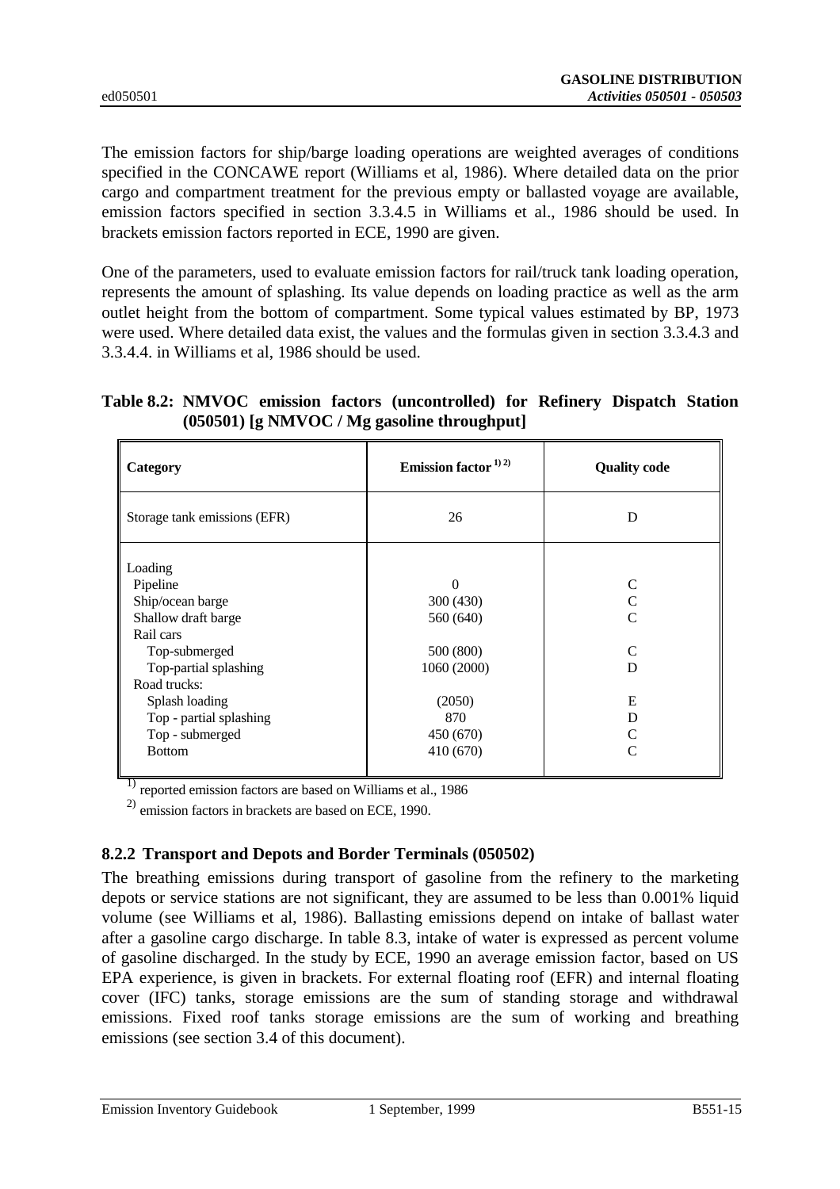The emission factors for ship/barge loading operations are weighted averages of conditions specified in the CONCAWE report (Williams et al, 1986). Where detailed data on the prior cargo and compartment treatment for the previous empty or ballasted voyage are available, emission factors specified in section 3.3.4.5 in Williams et al., 1986 should be used. In brackets emission factors reported in ECE, 1990 are given.

One of the parameters, used to evaluate emission factors for rail/truck tank loading operation, represents the amount of splashing. Its value depends on loading practice as well as the arm outlet height from the bottom of compartment. Some typical values estimated by BP, 1973 were used. Where detailed data exist, the values and the formulas given in section 3.3.4.3 and 3.3.4.4. in Williams et al, 1986 should be used.

**Table 8.2: NMVOC emission factors (uncontrolled) for Refinery Dispatch Station (050501) [g NMVOC / Mg gasoline throughput]**

| Category | Emission factor [1) 2)] | Quality code |
|---|---|---|
| Storage tank emissions (EFR) | 26 | D |
| Loading | | |
| Pipeline | 0 | C |
| Ship/ocean barge | 300 (430) | C |
| Shallow draft barge | 560 (640) | C |
| Rail cars | | |
| Top-submerged | 500 (800) | C |
| Top-partial splashing | 1060 (2000) | D |
| Road trucks: | | |
| Splash loading | (2050) | E |
| Top - partial splashing | 870 | D |
| Top - submerged | 450 (670) | C |
| Bottom | 410 (670) | C |

1) reported emission factors are based on Williams et al., 1986

2) emission factors in brackets are based on ECE, 1990.

### 8.2.2 Transport and Depots and Border Terminals (050502)

The breathing emissions during transport of gasoline from the refinery to the marketing depots or service stations are not significant, they are assumed to be less than 0.001% liquid volume (see Williams et al, 1986). Ballasting emissions depend on intake of ballast water after a gasoline cargo discharge. In table 8.3, intake of water is expressed as percent volume of gasoline discharged. In the study by ECE, 1990 an average emission factor, based on US EPA experience, is given in brackets. For external floating roof (EFR) and internal floating cover (IFC) tanks, storage emissions are the sum of standing storage and withdrawal emissions. Fixed roof tanks storage emissions are the sum of working and breathing emissions (see section 3.4 of this document).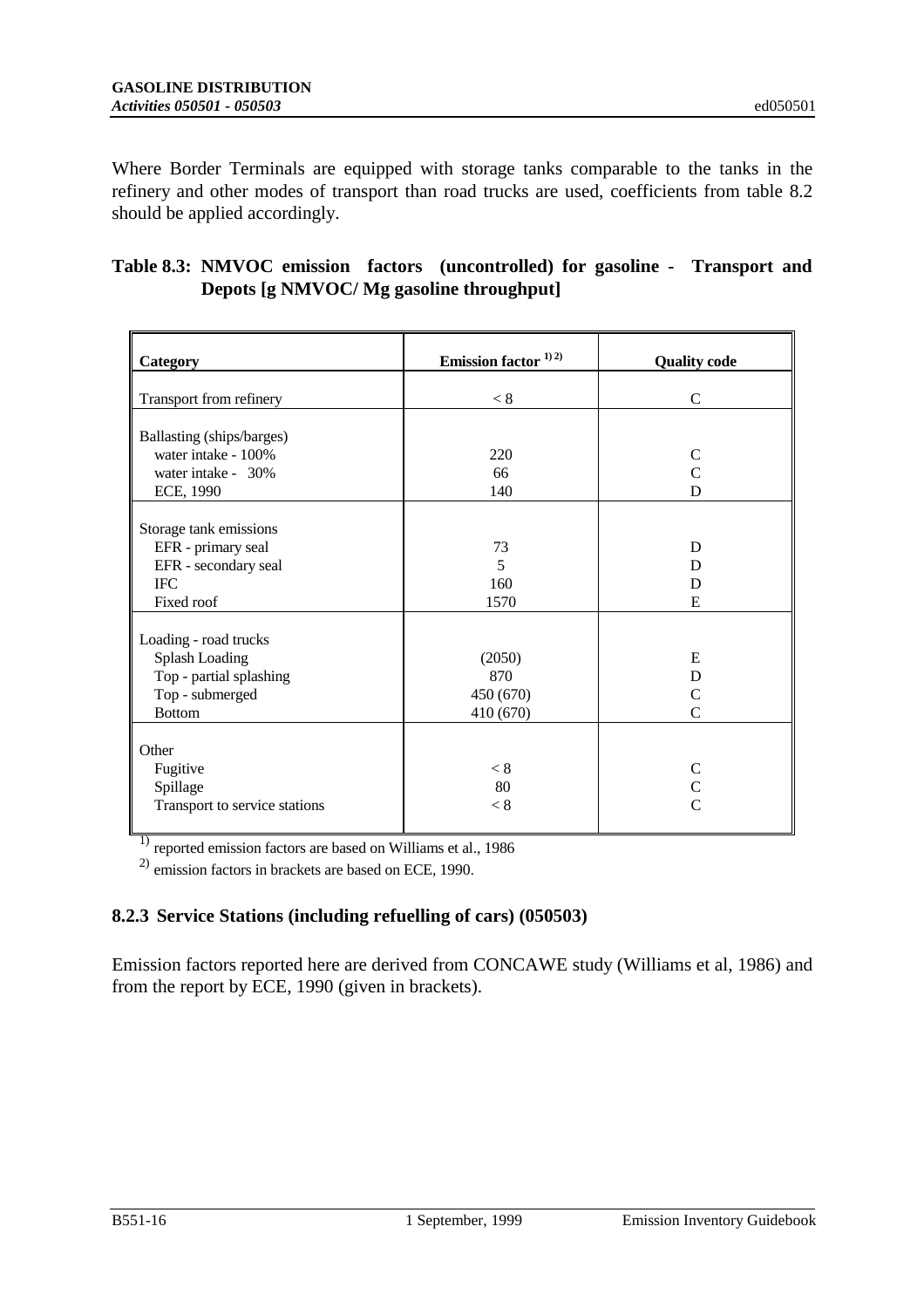Where Border Terminals are equipped with storage tanks comparable to the tanks in the refinery and other modes of transport than road trucks are used, coefficients from table 8.2 should be applied accordingly.

**Table 8.3: NMVOC emission factors (uncontrolled) for gasoline - Transport and Depots [g NMVOC/ Mg gasoline throughput]**

| Category | Emission factor [1) 2)] | Quality code |
|---|---|---|
| Transport from refinery | < 8 | C |
| Ballasting (ships/barges) | | |
| water intake - 100% | 220 | C |
| water intake - 30% | 66 | C |
| ECE, 1990 | 140 | D |
| Storage tank emissions | | |
| EFR - primary seal | 73 | D |
| EFR - secondary seal | 5 | D |
| IFC | 160 | D |
| Fixed roof | 1570 | E |
| Loading - road trucks | | |
| Splash Loading | (2050) | E |
| Top - partial splashing | 870 | D |
| Top - submerged | 450 (670) | C |
| Bottom | 410 (670) | C |
| Other | | |
| Fugitive | < 8 | C |
| Spillage | 80 | C |
| Transport to service stations | < 8 | C |

[1)] reported emission factors are based on Williams et al., 1986

[2)] emission factors in brackets are based on ECE, 1990.

### 8.2.3 Service Stations (including refuelling of cars) (050503)

Emission factors reported here are derived from CONCAWE study (Williams et al, 1986) and from the report by ECE, 1990 (given in brackets).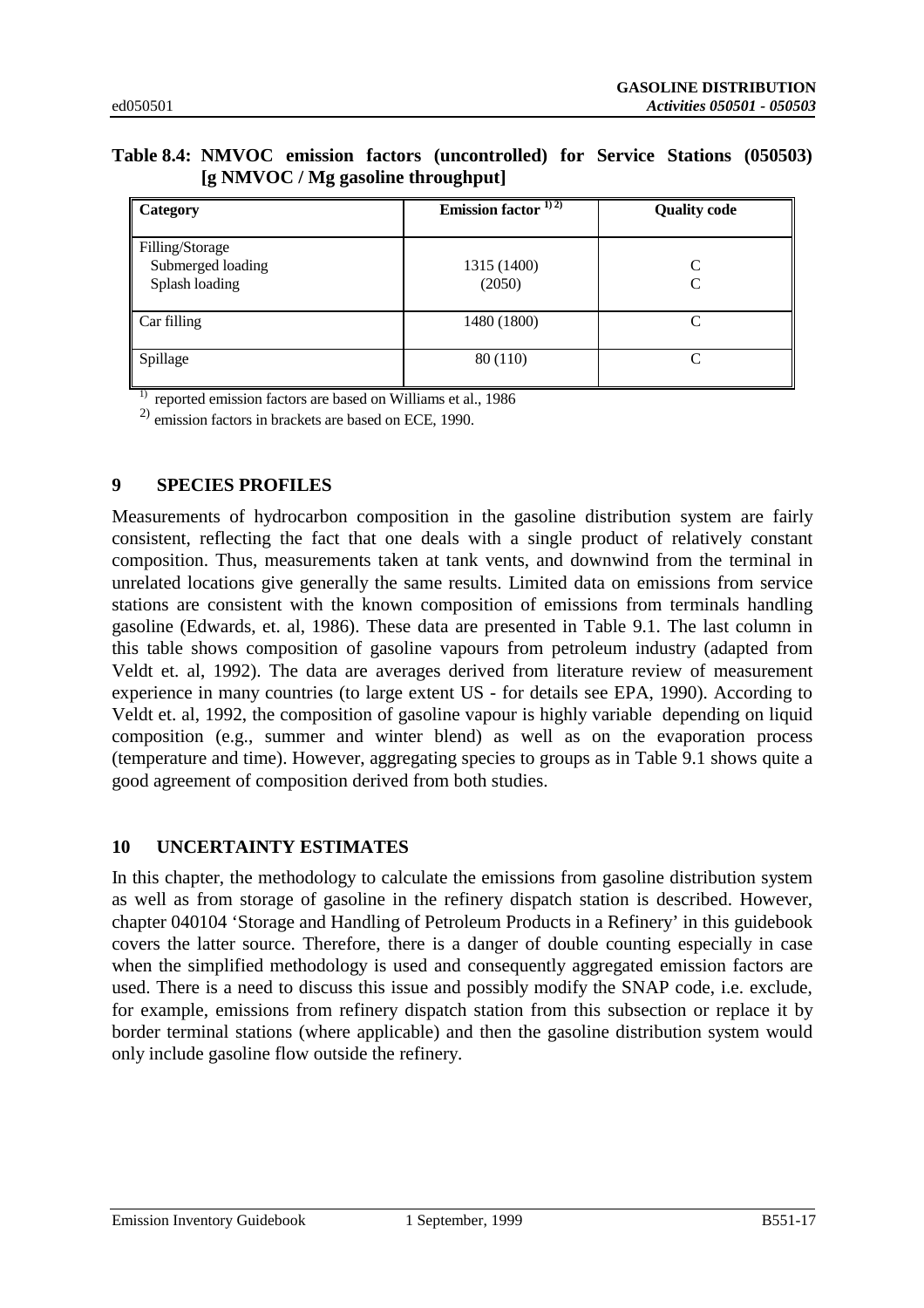**Table 8.4: NMVOC emission factors (uncontrolled) for Service Stations (050503) [g NMVOC / Mg gasoline throughput]**

| Category | Emission factor [1) 2)] | Quality code |
|---|---|---|
| Filling/Storage | | |
| Submerged loading | 1315 (1400) | C |
| Splash loading | (2050) | C |
| Car filling | 1480 (1800) | C |
| Spillage | 80 (110) | C |

[1)] reported emission factors are based on Williams et al., 1986

[2)] emission factors in brackets are based on ECE, 1990.

## 9 SPECIES PROFILES

Measurements of hydrocarbon composition in the gasoline distribution system are fairly consistent, reflecting the fact that one deals with a single product of relatively constant composition. Thus, measurements taken at tank vents, and downwind from the terminal in unrelated locations give generally the same results. Limited data on emissions from service stations are consistent with the known composition of emissions from terminals handling gasoline (Edwards, et. al, 1986). These data are presented in Table 9.1. The last column in this table shows composition of gasoline vapours from petroleum industry (adapted from Veldt et. al, 1992). The data are averages derived from literature review of measurement experience in many countries (to large extent US - for details see EPA, 1990). According to Veldt et. al, 1992, the composition of gasoline vapour is highly variable depending on liquid composition (e.g., summer and winter blend) as well as on the evaporation process (temperature and time). However, aggregating species to groups as in Table 9.1 shows quite a good agreement of composition derived from both studies.

## 10 UNCERTAINTY ESTIMATES

In this chapter, the methodology to calculate the emissions from gasoline distribution system as well as from storage of gasoline in the refinery dispatch station is described. However, chapter 040104 'Storage and Handling of Petroleum Products in a Refinery' in this guidebook covers the latter source. Therefore, there is a danger of double counting especially in case when the simplified methodology is used and consequently aggregated emission factors are used. There is a need to discuss this issue and possibly modify the SNAP code, i.e. exclude, for example, emissions from refinery dispatch station from this subsection or replace it by border terminal stations (where applicable) and then the gasoline distribution system would only include gasoline flow outside the refinery.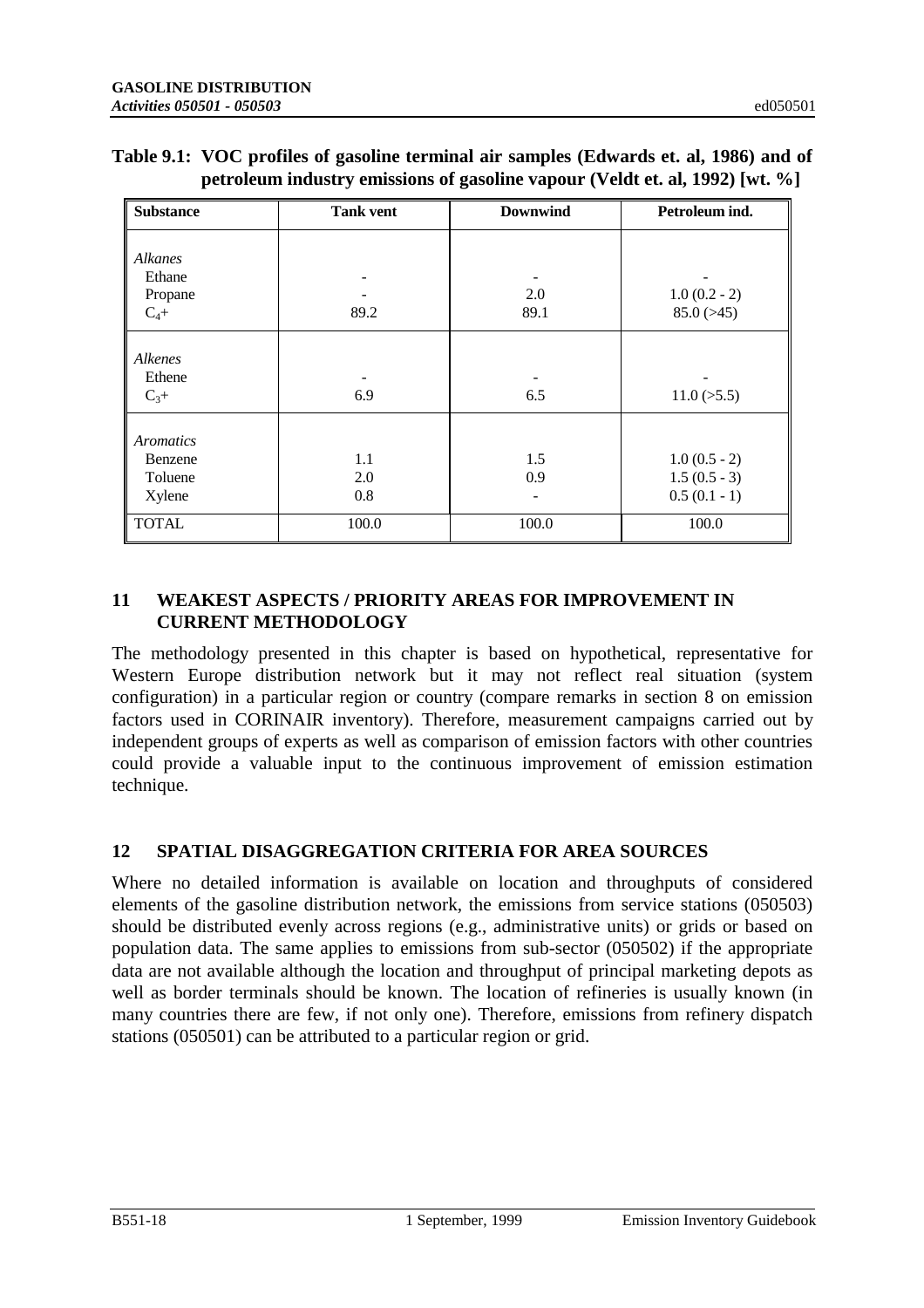**Table 9.1: VOC profiles of gasoline terminal air samples (Edwards et. al, 1986) and of petroleum industry emissions of gasoline vapour (Veldt et. al, 1992) [wt. %]**

| Substance | Tank vent | Downwind | Petroleum ind. |
|---|---|---|---|
| *Alkanes* | | | |
| Ethane | - | - | - |
| Propane | - | 2.0 | 1.0 (0.2 - 2) |
| $C_4$+ | 89.2 | 89.1 | 85.0 (>45) |
| *Alkenes* | | | |
| Ethene | - | - | - |
| $C_3$+ | 6.9 | 6.5 | 11.0 (>5.5) |
| *Aromatics* | | | |
| Benzene | 1.1 | 1.5 | 1.0 (0.5 - 2) |
| Toluene | 2.0 | 0.9 | 1.5 (0.5 - 3) |
| Xylene | 0.8 | - | 0.5 (0.1 - 1) |
| TOTAL | 100.0 | 100.0 | 100.0 |

## 11 WEAKEST ASPECTS / PRIORITY AREAS FOR IMPROVEMENT IN CURRENT METHODOLOGY

The methodology presented in this chapter is based on hypothetical, representative for Western Europe distribution network but it may not reflect real situation (system configuration) in a particular region or country (compare remarks in section 8 on emission factors used in CORINAIR inventory). Therefore, measurement campaigns carried out by independent groups of experts as well as comparison of emission factors with other countries could provide a valuable input to the continuous improvement of emission estimation technique.

## 12 SPATIAL DISAGGREGATION CRITERIA FOR AREA SOURCES

Where no detailed information is available on location and throughputs of considered elements of the gasoline distribution network, the emissions from service stations (050503) should be distributed evenly across regions (e.g., administrative units) or grids or based on population data. The same applies to emissions from sub-sector (050502) if the appropriate data are not available although the location and throughput of principal marketing depots as well as border terminals should be known. The location of refineries is usually known (in many countries there are few, if not only one). Therefore, emissions from refinery dispatch stations (050501) can be attributed to a particular region or grid.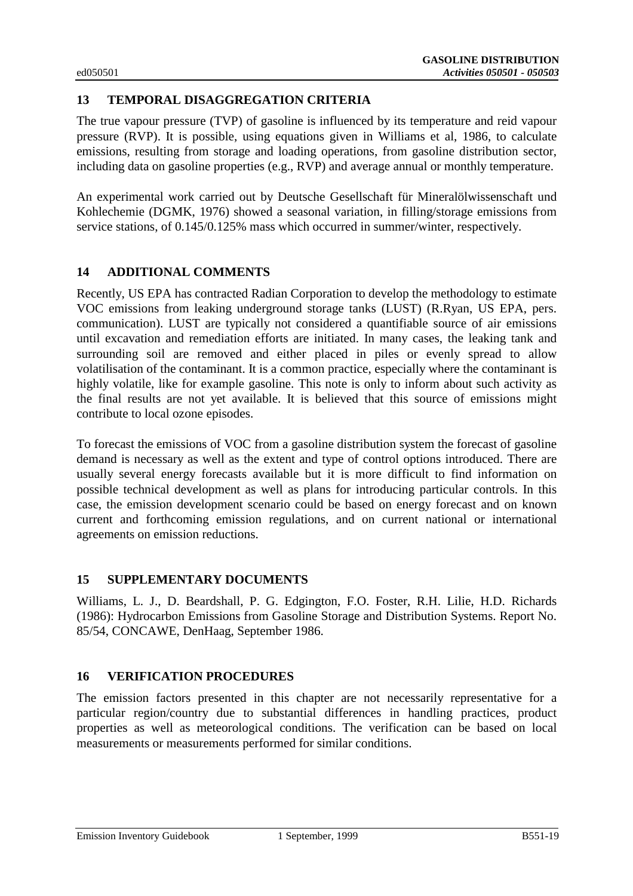## 13 TEMPORAL DISAGGREGATION CRITERIA

The true vapour pressure (TVP) of gasoline is influenced by its temperature and reid vapour pressure (RVP). It is possible, using equations given in Williams et al, 1986, to calculate emissions, resulting from storage and loading operations, from gasoline distribution sector, including data on gasoline properties (e.g., RVP) and average annual or monthly temperature.

An experimental work carried out by Deutsche Gesellschaft für Mineralölwissenschaft und Kohlechemie (DGMK, 1976) showed a seasonal variation, in filling/storage emissions from service stations, of 0.145/0.125% mass which occurred in summer/winter, respectively.

## 14 ADDITIONAL COMMENTS

Recently, US EPA has contracted Radian Corporation to develop the methodology to estimate VOC emissions from leaking underground storage tanks (LUST) (R.Ryan, US EPA, pers. communication). LUST are typically not considered a quantifiable source of air emissions until excavation and remediation efforts are initiated. In many cases, the leaking tank and surrounding soil are removed and either placed in piles or evenly spread to allow volatilisation of the contaminant. It is a common practice, especially where the contaminant is highly volatile, like for example gasoline. This note is only to inform about such activity as the final results are not yet available. It is believed that this source of emissions might contribute to local ozone episodes.

To forecast the emissions of VOC from a gasoline distribution system the forecast of gasoline demand is necessary as well as the extent and type of control options introduced. There are usually several energy forecasts available but it is more difficult to find information on possible technical development as well as plans for introducing particular controls. In this case, the emission development scenario could be based on energy forecast and on known current and forthcoming emission regulations, and on current national or international agreements on emission reductions.

## 15 SUPPLEMENTARY DOCUMENTS

Williams, L. J., D. Beardshall, P. G. Edgington, F.O. Foster, R.H. Lilie, H.D. Richards (1986): Hydrocarbon Emissions from Gasoline Storage and Distribution Systems. Report No. 85/54, CONCAWE, DenHaag, September 1986.

## 16 VERIFICATION PROCEDURES

The emission factors presented in this chapter are not necessarily representative for a particular region/country due to substantial differences in handling practices, product properties as well as meteorological conditions. The verification can be based on local measurements or measurements performed for similar conditions.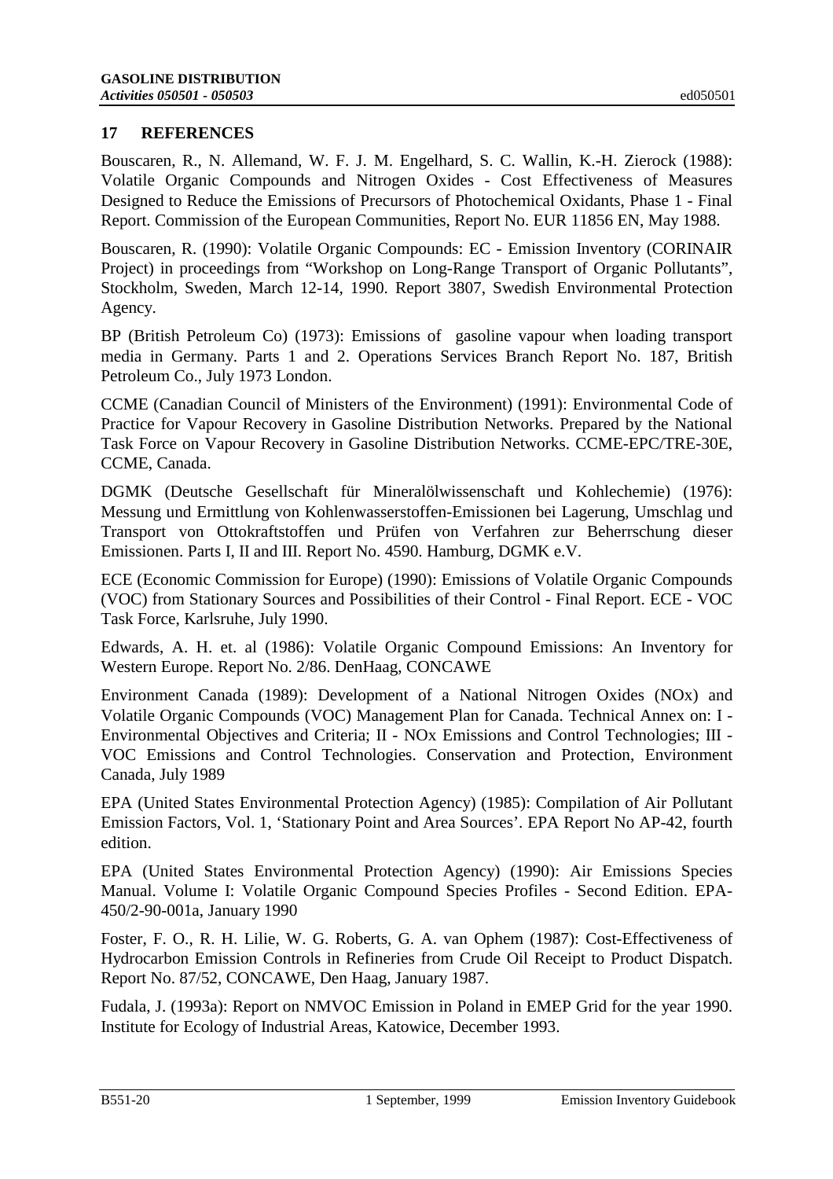## 17 REFERENCES

Bouscaren, R., N. Allemand, W. F. J. M. Engelhard, S. C. Wallin, K.-H. Zierock (1988): Volatile Organic Compounds and Nitrogen Oxides - Cost Effectiveness of Measures Designed to Reduce the Emissions of Precursors of Photochemical Oxidants, Phase 1 - Final Report. Commission of the European Communities, Report No. EUR 11856 EN, May 1988.

Bouscaren, R. (1990): Volatile Organic Compounds: EC - Emission Inventory (CORINAIR Project) in proceedings from "Workshop on Long-Range Transport of Organic Pollutants", Stockholm, Sweden, March 12-14, 1990. Report 3807, Swedish Environmental Protection Agency.

BP (British Petroleum Co) (1973): Emissions of gasoline vapour when loading transport media in Germany. Parts 1 and 2. Operations Services Branch Report No. 187, British Petroleum Co., July 1973 London.

CCME (Canadian Council of Ministers of the Environment) (1991): Environmental Code of Practice for Vapour Recovery in Gasoline Distribution Networks. Prepared by the National Task Force on Vapour Recovery in Gasoline Distribution Networks. CCME-EPC/TRE-30E, CCME, Canada.

DGMK (Deutsche Gesellschaft für Mineralölwissenschaft und Kohlechemie) (1976): Messung und Ermittlung von Kohlenwasserstoffen-Emissionen bei Lagerung, Umschlag und Transport von Ottokraftstoffen und Prüfen von Verfahren zur Beherrschung dieser Emissionen. Parts I, II and III. Report No. 4590. Hamburg, DGMK e.V.

ECE (Economic Commission for Europe) (1990): Emissions of Volatile Organic Compounds (VOC) from Stationary Sources and Possibilities of their Control - Final Report. ECE - VOC Task Force, Karlsruhe, July 1990.

Edwards, A. H. et. al (1986): Volatile Organic Compound Emissions: An Inventory for Western Europe. Report No. 2/86. DenHaag, CONCAWE

Environment Canada (1989): Development of a National Nitrogen Oxides (NOx) and Volatile Organic Compounds (VOC) Management Plan for Canada. Technical Annex on: I - Environmental Objectives and Criteria; II - NOx Emissions and Control Technologies; III - VOC Emissions and Control Technologies. Conservation and Protection, Environment Canada, July 1989

EPA (United States Environmental Protection Agency) (1985): Compilation of Air Pollutant Emission Factors, Vol. 1, 'Stationary Point and Area Sources'. EPA Report No AP-42, fourth edition.

EPA (United States Environmental Protection Agency) (1990): Air Emissions Species Manual. Volume I: Volatile Organic Compound Species Profiles - Second Edition. EPA-450/2-90-001a, January 1990

Foster, F. O., R. H. Lilie, W. G. Roberts, G. A. van Ophem (1987): Cost-Effectiveness of Hydrocarbon Emission Controls in Refineries from Crude Oil Receipt to Product Dispatch. Report No. 87/52, CONCAWE, Den Haag, January 1987.

Fudala, J. (1993a): Report on NMVOC Emission in Poland in EMEP Grid for the year 1990. Institute for Ecology of Industrial Areas, Katowice, December 1993.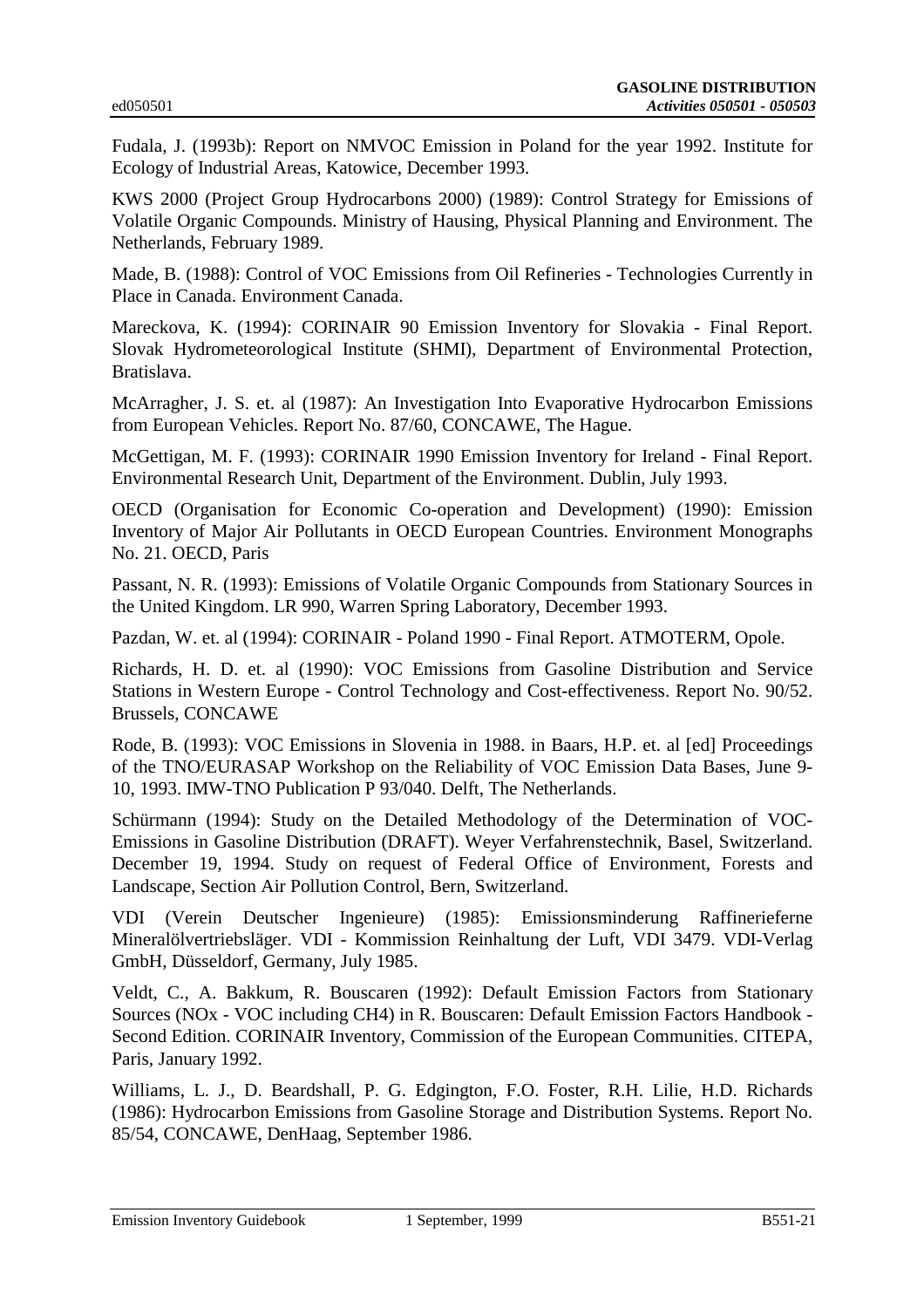Fudala, J. (1993b): Report on NMVOC Emission in Poland for the year 1992. Institute for Ecology of Industrial Areas, Katowice, December 1993.

KWS 2000 (Project Group Hydrocarbons 2000) (1989): Control Strategy for Emissions of Volatile Organic Compounds. Ministry of Hausing, Physical Planning and Environment. The Netherlands, February 1989.

Made, B. (1988): Control of VOC Emissions from Oil Refineries - Technologies Currently in Place in Canada. Environment Canada.

Mareckova, K. (1994): CORINAIR 90 Emission Inventory for Slovakia - Final Report. Slovak Hydrometeorological Institute (SHMI), Department of Environmental Protection, Bratislava.

McArragher, J. S. et. al (1987): An Investigation Into Evaporative Hydrocarbon Emissions from European Vehicles. Report No. 87/60, CONCAWE, The Hague.

McGettigan, M. F. (1993): CORINAIR 1990 Emission Inventory for Ireland - Final Report. Environmental Research Unit, Department of the Environment. Dublin, July 1993.

OECD (Organisation for Economic Co-operation and Development) (1990): Emission Inventory of Major Air Pollutants in OECD European Countries. Environment Monographs No. 21. OECD, Paris

Passant, N. R. (1993): Emissions of Volatile Organic Compounds from Stationary Sources in the United Kingdom. LR 990, Warren Spring Laboratory, December 1993.

Pazdan, W. et. al (1994): CORINAIR - Poland 1990 - Final Report. ATMOTERM, Opole.

Richards, H. D. et. al (1990): VOC Emissions from Gasoline Distribution and Service Stations in Western Europe - Control Technology and Cost-effectiveness. Report No. 90/52. Brussels, CONCAWE

Rode, B. (1993): VOC Emissions in Slovenia in 1988. in Baars, H.P. et. al [ed] Proceedings of the TNO/EURASAP Workshop on the Reliability of VOC Emission Data Bases, June 9-10, 1993. IMW-TNO Publication P 93/040. Delft, The Netherlands.

Schürmann (1994): Study on the Detailed Methodology of the Determination of VOC-Emissions in Gasoline Distribution (DRAFT). Weyer Verfahrenstechnik, Basel, Switzerland. December 19, 1994. Study on request of Federal Office of Environment, Forests and Landscape, Section Air Pollution Control, Bern, Switzerland.

VDI (Verein Deutscher Ingenieure) (1985): Emissionsminderung Raffinerieferne Mineralölvertriebsläger. VDI - Kommission Reinhaltung der Luft, VDI 3479. VDI-Verlag GmbH, Düsseldorf, Germany, July 1985.

Veldt, C., A. Bakkum, R. Bouscaren (1992): Default Emission Factors from Stationary Sources (NOx - VOC including CH4) in R. Bouscaren: Default Emission Factors Handbook - Second Edition. CORINAIR Inventory, Commission of the European Communities. CITEPA, Paris, January 1992.

Williams, L. J., D. Beardshall, P. G. Edgington, F.O. Foster, R.H. Lilie, H.D. Richards (1986): Hydrocarbon Emissions from Gasoline Storage and Distribution Systems. Report No. 85/54, CONCAWE, DenHaag, September 1986.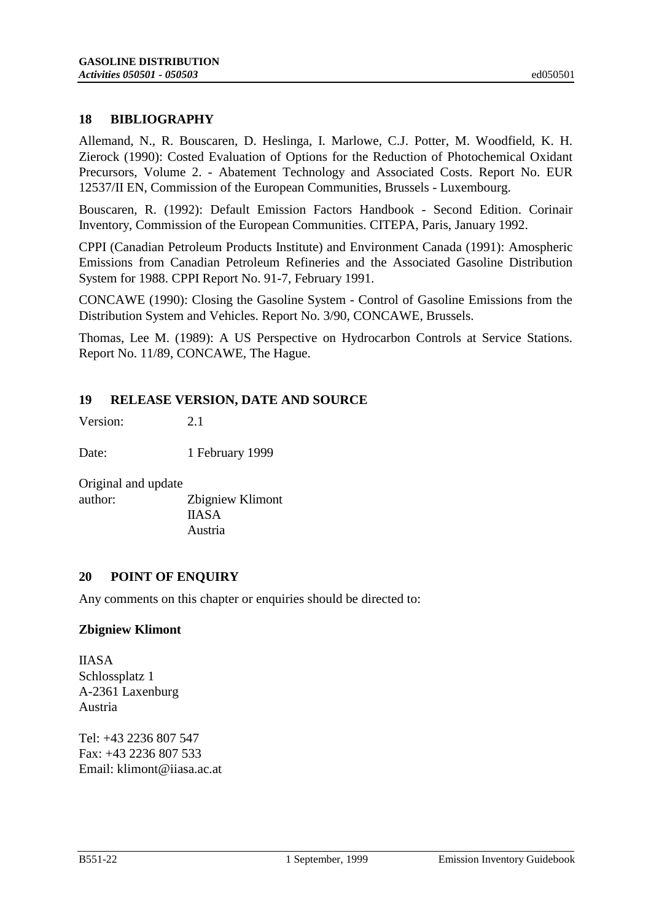## 18 BIBLIOGRAPHY

Allemand, N., R. Bouscaren, D. Heslinga, I. Marlowe, C.J. Potter, M. Woodfield, K. H. Zierock (1990): Costed Evaluation of Options for the Reduction of Photochemical Oxidant Precursors, Volume 2. - Abatement Technology and Associated Costs. Report No. EUR 12537/II EN, Commission of the European Communities, Brussels - Luxembourg.

Bouscaren, R. (1992): Default Emission Factors Handbook - Second Edition. Corinair Inventory, Commission of the European Communities. CITEPA, Paris, January 1992.

CPPI (Canadian Petroleum Products Institute) and Environment Canada (1991): Amospheric Emissions from Canadian Petroleum Refineries and the Associated Gasoline Distribution System for 1988. CPPI Report No. 91-7, February 1991.

CONCAWE (1990): Closing the Gasoline System - Control of Gasoline Emissions from the Distribution System and Vehicles. Report No. 3/90, CONCAWE, Brussels.

Thomas, Lee M. (1989): A US Perspective on Hydrocarbon Controls at Service Stations. Report No. 11/89, CONCAWE, The Hague.

## 19 RELEASE VERSION, DATE AND SOURCE

Version: 2.1

Date: 1 February 1999

Original and update author: Zbigniew Klimont
IIASA
Austria

## 20 POINT OF ENQUIRY

Any comments on this chapter or enquiries should be directed to:

**Zbigniew Klimont**

IIASA
Schlossplatz 1
A-2361 Laxenburg
Austria

Tel: +43 2236 807 547
Fax: +43 2236 807 533
Email: klimont@iiasa.ac.at